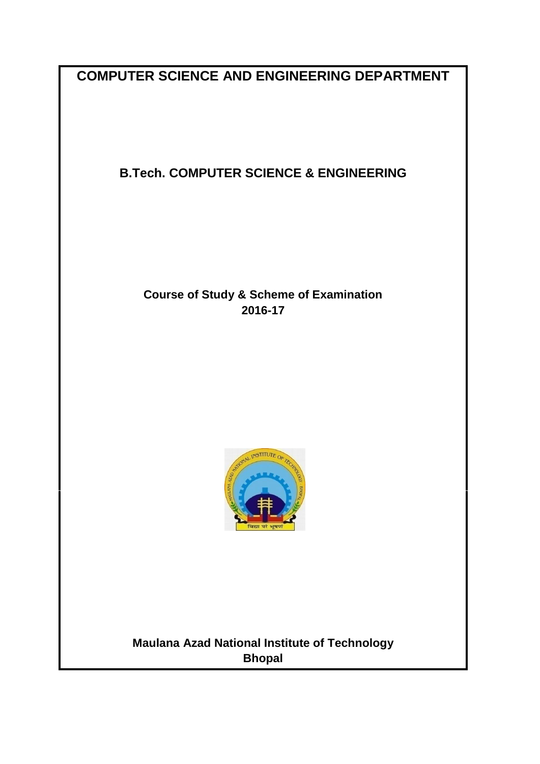# COMPUTER SCIENCE AND ENGINEERING DEPARTMENT

## B.Tech. COMPUTER SCIENCE & ENGINEERING

**Course of Study & Scheme of Examination**
**2016-17**

**Maulana Azad National Institute of Technology**
**Bhopal**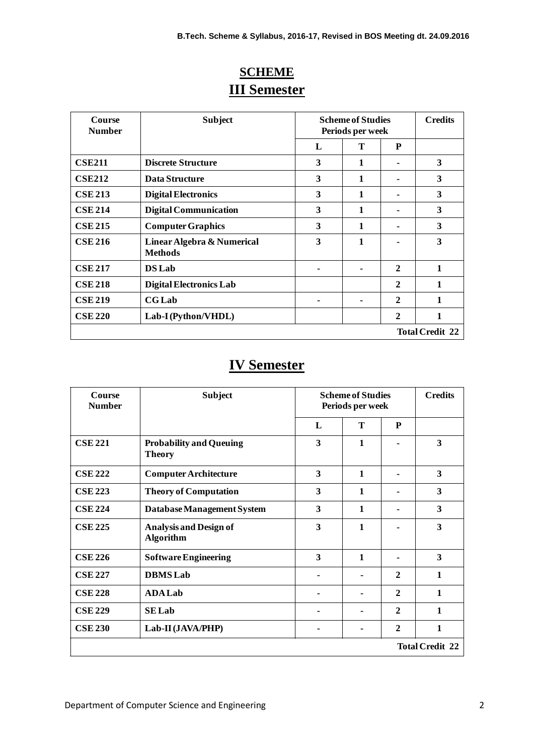# SCHEME

## III Semester

| Course Number | Subject | Scheme of Studies Periods per week | | | Credits |
|---|---|---|---|---|---|
| | | L | T | P | |
| CSE211 | Discrete Structure | 3 | 1 | - | 3 |
| CSE212 | Data Structure | 3 | 1 | - | 3 |
| CSE 213 | Digital Electronics | 3 | 1 | - | 3 |
| CSE 214 | Digital Communication | 3 | 1 | - | 3 |
| CSE 215 | Computer Graphics | 3 | 1 | - | 3 |
| CSE 216 | Linear Algebra & Numerical Methods | 3 | 1 | - | 3 |
| CSE 217 | DS Lab | - | - | 2 | 1 |
| CSE 218 | Digital Electronics Lab | | | 2 | 1 |
| CSE 219 | CG Lab | - | - | 2 | 1 |
| CSE 220 | Lab-I (Python/VHDL) | | | 2 | 1 |
| | | | | | Total Credit 22 |

## IV Semester

| Course Number | Subject | Scheme of Studies Periods per week | | | Credits |
|---|---|---|---|---|---|
| | | L | T | P | |
| CSE 221 | Probability and Queuing Theory | 3 | 1 | - | 3 |
| CSE 222 | Computer Architecture | 3 | 1 | - | 3 |
| CSE 223 | Theory of Computation | 3 | 1 | - | 3 |
| CSE 224 | Database Management System | 3 | 1 | - | 3 |
| CSE 225 | Analysis and Design of Algorithm | 3 | 1 | - | 3 |
| CSE 226 | Software Engineering | 3 | 1 | - | 3 |
| CSE 227 | DBMS Lab | - | - | 2 | 1 |
| CSE 228 | ADA Lab | - | - | 2 | 1 |
| CSE 229 | SE Lab | - | - | 2 | 1 |
| CSE 230 | Lab-II (JAVA/PHP) | - | - | 2 | 1 |
| | | | | | Total Credit 22 |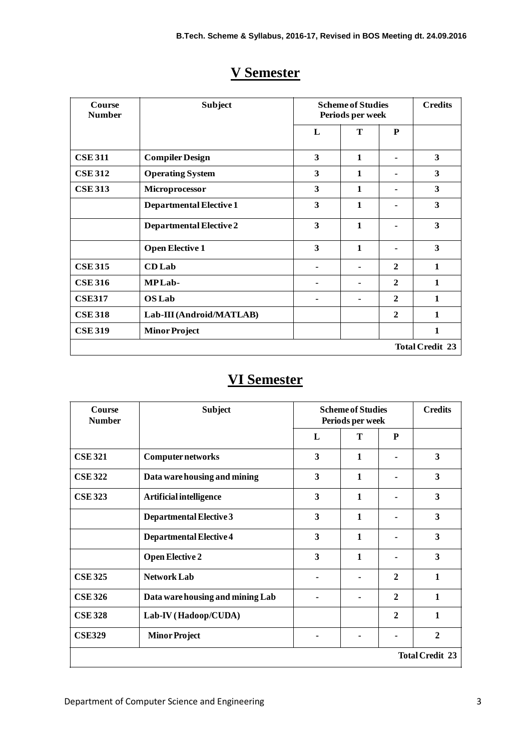## V Semester

| Course Number | Subject | Scheme of Studies Periods per week | | | Credits |
|---|---|---|---|---|---|
| | | L | T | P | |
| **CSE 311** | **Compiler Design** | 3 | 1 | - | 3 |
| **CSE 312** | **Operating System** | 3 | 1 | - | 3 |
| **CSE 313** | **Microprocessor** | 3 | 1 | - | 3 |
| | **Departmental Elective 1** | 3 | 1 | - | 3 |
| | **Departmental Elective 2** | 3 | 1 | - | 3 |
| | **Open Elective 1** | 3 | 1 | - | 3 |
| **CSE 315** | **CD Lab** | - | - | 2 | 1 |
| **CSE 316** | **MP Lab-** | - | - | 2 | 1 |
| **CSE317** | **OS Lab** | - | - | 2 | 1 |
| **CSE 318** | **Lab-III (Android/MATLAB)** | | | 2 | 1 |
| **CSE 319** | **Minor Project** | | | | 1 |
| | | | | | **Total Credit 23** |

## VI Semester

| Course Number | Subject | Scheme of Studies Periods per week | | | Credits |
|---|---|---|---|---|---|
| | | L | T | P | |
| **CSE 321** | **Computer networks** | 3 | 1 | - | 3 |
| **CSE 322** | **Data ware housing and mining** | 3 | 1 | - | 3 |
| **CSE 323** | **Artificial intelligence** | 3 | 1 | - | 3 |
| | **Departmental Elective 3** | 3 | 1 | - | 3 |
| | **Departmental Elective 4** | 3 | 1 | - | 3 |
| | **Open Elective 2** | 3 | 1 | - | 3 |
| **CSE 325** | **Network Lab** | - | - | 2 | 1 |
| **CSE 326** | **Data ware housing and mining Lab** | - | - | 2 | 1 |
| **CSE 328** | **Lab-IV (Hadoop/CUDA)** | | | 2 | 1 |
| **CSE329** | **Minor Project** | - | - | - | 2 |
| | | | | | **Total Credit 23** |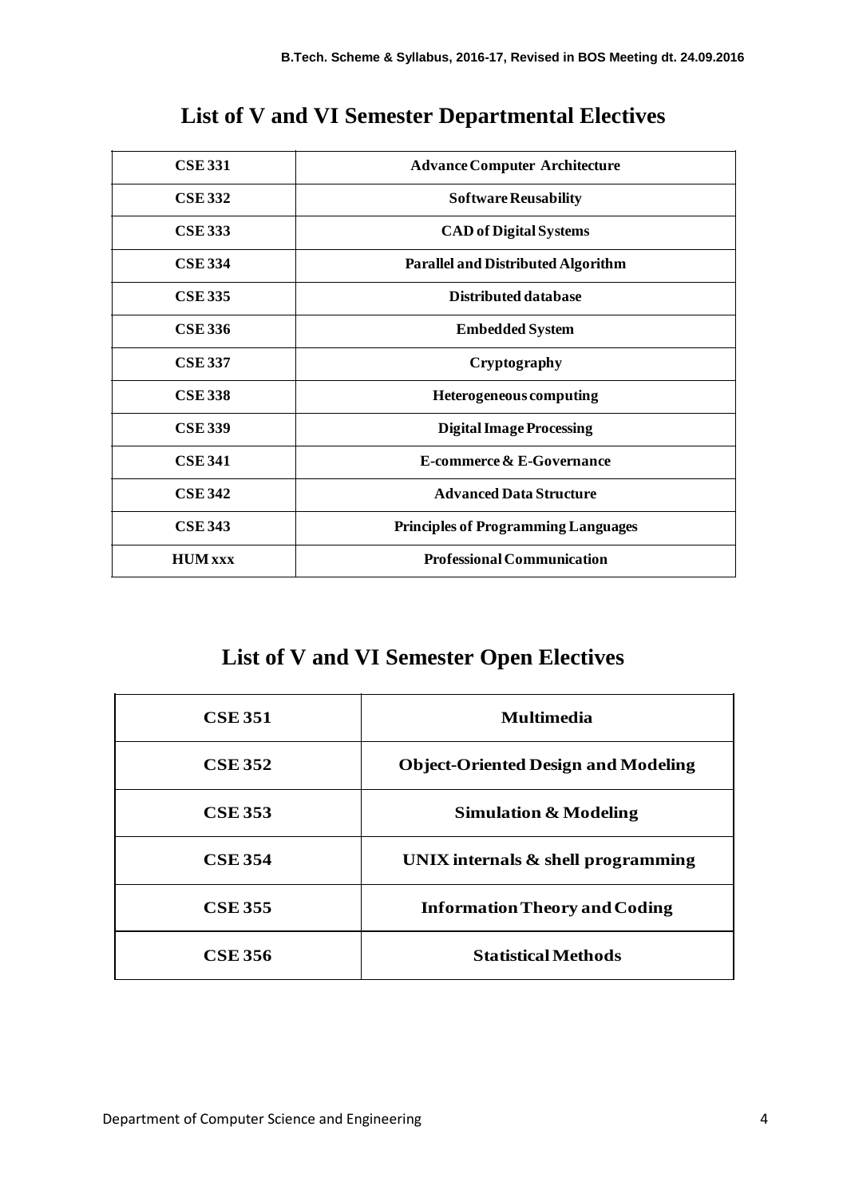# List of V and VI Semester Departmental Electives

| CSE 331 | Advance Computer Architecture |
|---|---|
| CSE 332 | Software Reusability |
| CSE 333 | CAD of Digital Systems |
| CSE 334 | Parallel and Distributed Algorithm |
| CSE 335 | Distributed database |
| CSE 336 | Embedded System |
| CSE 337 | Cryptography |
| CSE 338 | Heterogeneous computing |
| CSE 339 | Digital Image Processing |
| CSE 341 | E-commerce & E-Governance |
| CSE 342 | Advanced Data Structure |
| CSE 343 | Principles of Programming Languages |
| HUM xxx | Professional Communication |

# List of V and VI Semester Open Electives

| CSE 351 | Multimedia |
|---|---|
| CSE 352 | Object-Oriented Design and Modeling |
| CSE 353 | Simulation & Modeling |
| CSE 354 | UNIX internals & shell programming |
| CSE 355 | Information Theory and Coding |
| CSE 356 | Statistical Methods |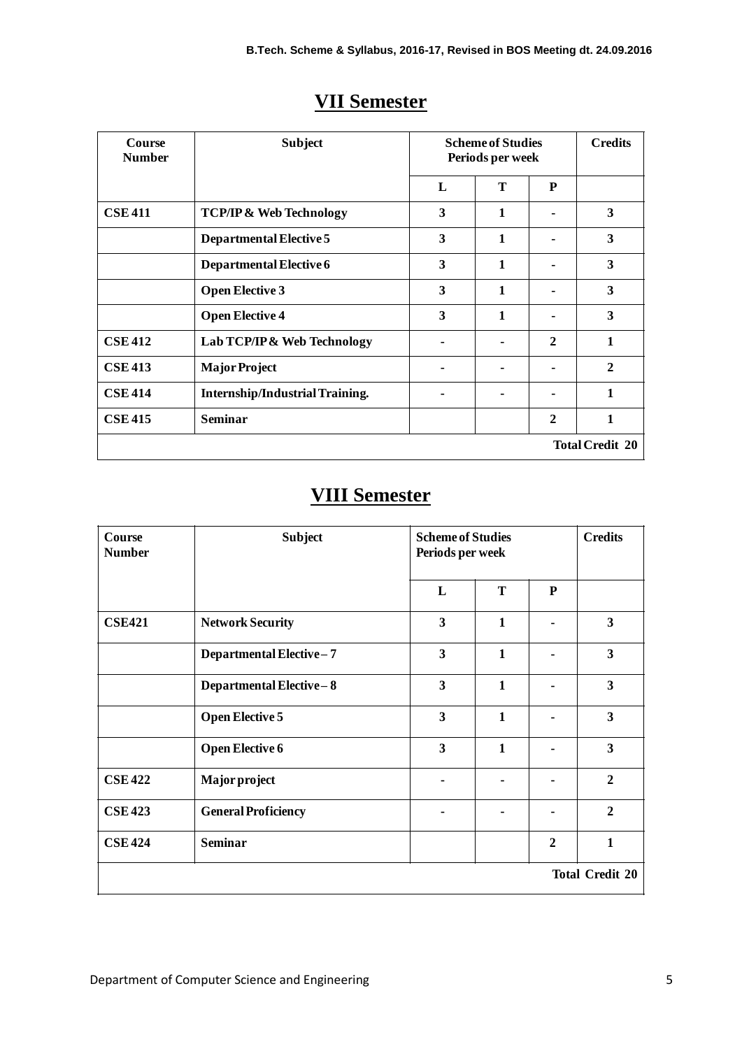## VII Semester

| Course Number | Subject | Scheme of Studies Periods per week | | | Credits |
|---|---|---|---|---|---|
| | | L | T | P | |
| CSE 411 | TCP/IP & Web Technology | 3 | 1 | - | 3 |
| | Departmental Elective 5 | 3 | 1 | - | 3 |
| | Departmental Elective 6 | 3 | 1 | - | 3 |
| | Open Elective 3 | 3 | 1 | - | 3 |
| | Open Elective 4 | 3 | 1 | - | 3 |
| CSE 412 | Lab TCP/IP & Web Technology | - | - | 2 | 1 |
| CSE 413 | Major Project | - | - | - | 2 |
| CSE 414 | Internship/Industrial Training. | - | - | - | 1 |
| CSE 415 | Seminar | | | 2 | 1 |
| | | | | | Total Credit 20 |

## VIII Semester

| Course Number | Subject | Scheme of Studies Periods per week | | | Credits |
|---|---|---|---|---|---|
| | | L | T | P | |
| CSE421 | Network Security | 3 | 1 | - | 3 |
| | Departmental Elective – 7 | 3 | 1 | - | 3 |
| | Departmental Elective – 8 | 3 | 1 | - | 3 |
| | Open Elective 5 | 3 | 1 | - | 3 |
| | Open Elective 6 | 3 | 1 | - | 3 |
| CSE 422 | Major project | - | - | - | 2 |
| CSE 423 | General Proficiency | - | - | - | 2 |
| CSE 424 | Seminar | | | 2 | 1 |
| | | | | | Total Credit 20 |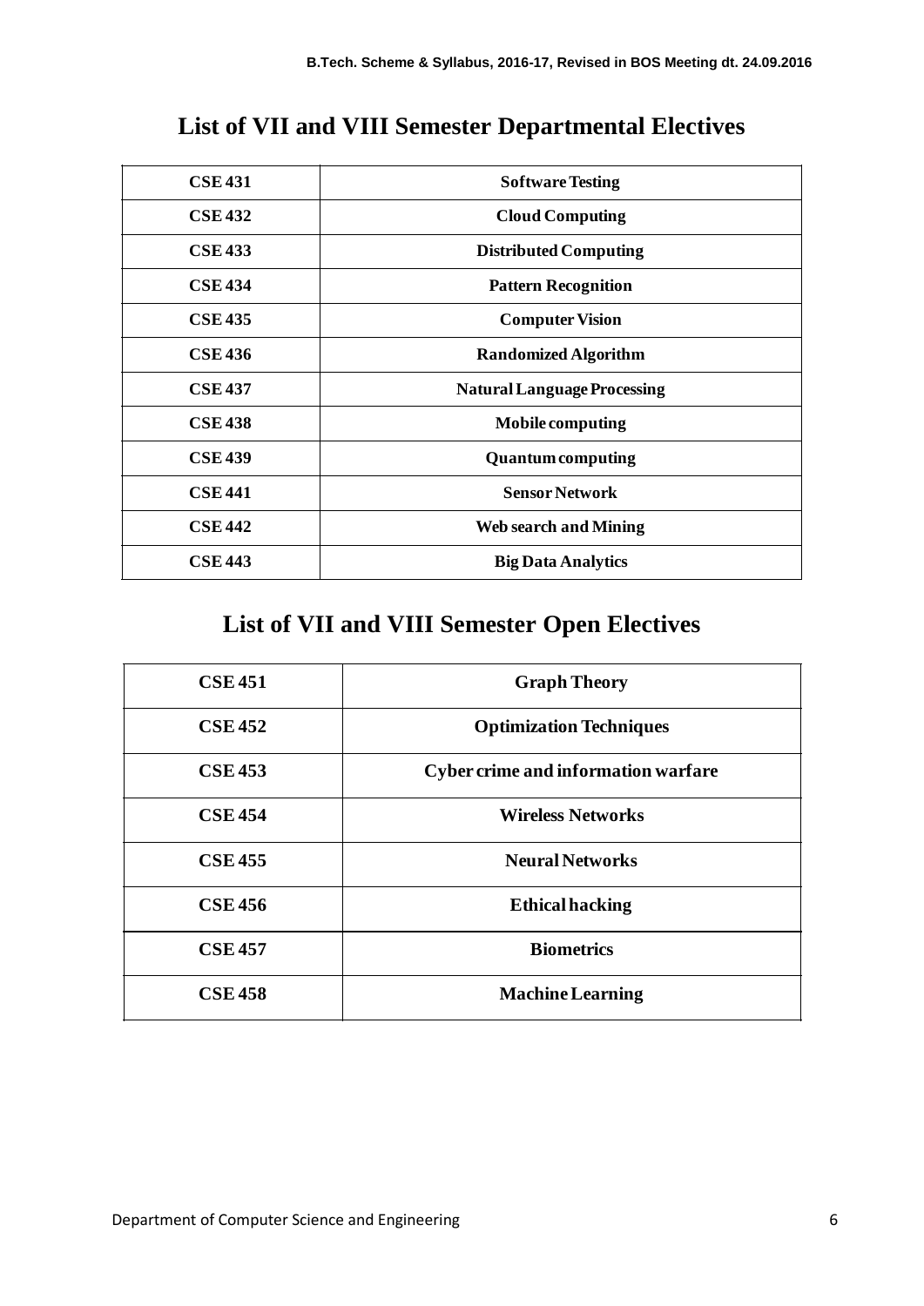# List of VII and VIII Semester Departmental Electives

| | |
|---|---|
| **CSE 431** | **Software Testing** |
| **CSE 432** | **Cloud Computing** |
| **CSE 433** | **Distributed Computing** |
| **CSE 434** | **Pattern Recognition** |
| **CSE 435** | **Computer Vision** |
| **CSE 436** | **Randomized Algorithm** |
| **CSE 437** | **Natural Language Processing** |
| **CSE 438** | **Mobile computing** |
| **CSE 439** | **Quantum computing** |
| **CSE 441** | **Sensor Network** |
| **CSE 442** | **Web search and Mining** |
| **CSE 443** | **Big Data Analytics** |

# List of VII and VIII Semester Open Electives

| | |
|---|---|
| **CSE 451** | **Graph Theory** |
| **CSE 452** | **Optimization Techniques** |
| **CSE 453** | **Cyber crime and information warfare** |
| **CSE 454** | **Wireless Networks** |
| **CSE 455** | **Neural Networks** |
| **CSE 456** | **Ethical hacking** |
| **CSE 457** | **Biometrics** |
| **CSE 458** | **Machine Learning** |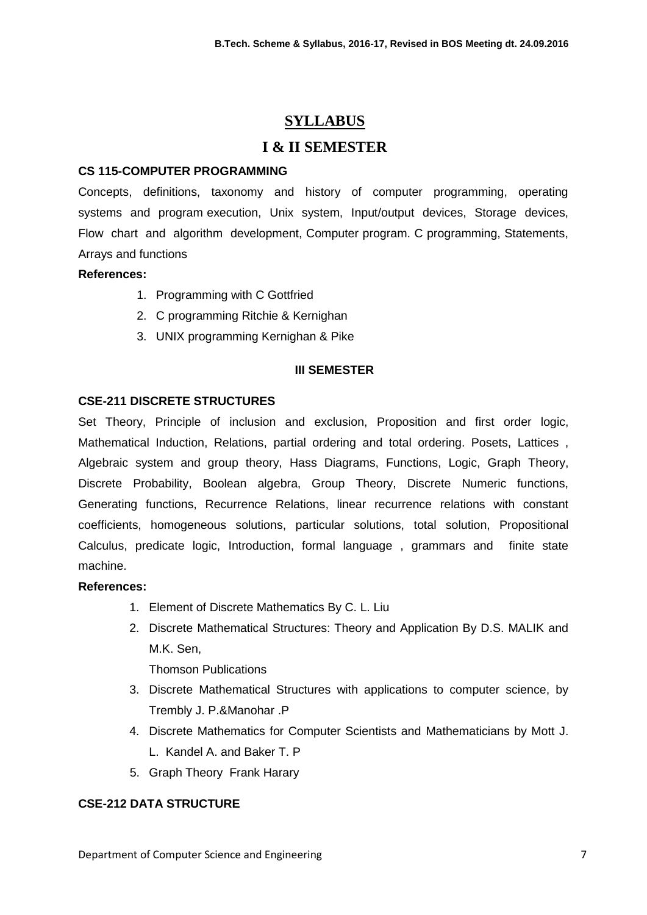# SYLLABUS

## I & II SEMESTER

### CS 115-COMPUTER PROGRAMMING

Concepts, definitions, taxonomy and history of computer programming, operating systems and program execution, Unix system, Input/output devices, Storage devices, Flow chart and algorithm development, Computer program. C programming, Statements, Arrays and functions

**References:**

1. Programming with C Gottfried
2. C programming Ritchie & Kernighan
3. UNIX programming Kernighan & Pike

## III SEMESTER

### CSE-211 DISCRETE STRUCTURES

Set Theory, Principle of inclusion and exclusion, Proposition and first order logic, Mathematical Induction, Relations, partial ordering and total ordering. Posets, Lattices , Algebraic system and group theory, Hass Diagrams, Functions, Logic, Graph Theory, Discrete Probability, Boolean algebra, Group Theory, Discrete Numeric functions, Generating functions, Recurrence Relations, linear recurrence relations with constant coefficients, homogeneous solutions, particular solutions, total solution, Propositional Calculus, predicate logic, Introduction, formal language , grammars and finite state machine.

**References:**

1. Element of Discrete Mathematics By C. L. Liu
2. Discrete Mathematical Structures: Theory and Application By D.S. MALIK and M.K. Sen,
   Thomson Publications
3. Discrete Mathematical Structures with applications to computer science, by Trembly J. P.&Manohar .P
4. Discrete Mathematics for Computer Scientists and Mathematicians by Mott J. L. Kandel A. and Baker T. P
5. Graph Theory Frank Harary

### CSE-212 DATA STRUCTURE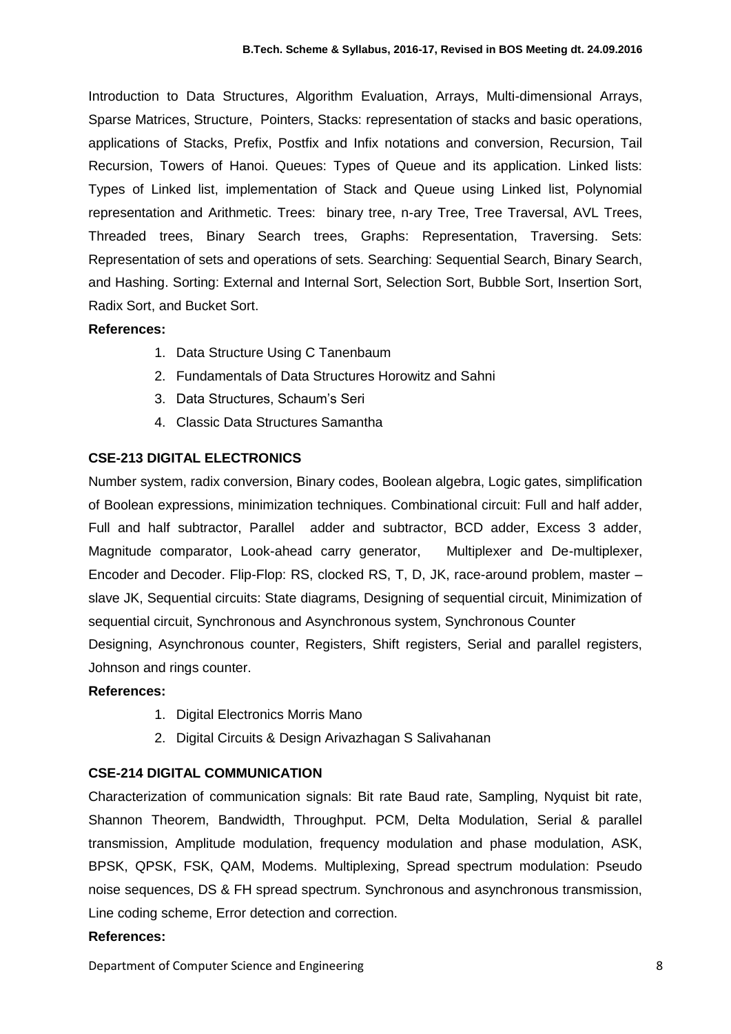Introduction to Data Structures, Algorithm Evaluation, Arrays, Multi-dimensional Arrays, Sparse Matrices, Structure, Pointers, Stacks: representation of stacks and basic operations, applications of Stacks, Prefix, Postfix and Infix notations and conversion, Recursion, Tail Recursion, Towers of Hanoi. Queues: Types of Queue and its application. Linked lists: Types of Linked list, implementation of Stack and Queue using Linked list, Polynomial representation and Arithmetic. Trees: binary tree, n-ary Tree, Tree Traversal, AVL Trees, Threaded trees, Binary Search trees, Graphs: Representation, Traversing. Sets: Representation of sets and operations of sets. Searching: Sequential Search, Binary Search, and Hashing. Sorting: External and Internal Sort, Selection Sort, Bubble Sort, Insertion Sort, Radix Sort, and Bucket Sort.

**References:**

1. Data Structure Using C Tanenbaum
2. Fundamentals of Data Structures Horowitz and Sahni
3. Data Structures, Schaum's Seri
4. Classic Data Structures Samantha

**CSE-213 DIGITAL ELECTRONICS**

Number system, radix conversion, Binary codes, Boolean algebra, Logic gates, simplification of Boolean expressions, minimization techniques. Combinational circuit: Full and half adder, Full and half subtractor, Parallel adder and subtractor, BCD adder, Excess 3 adder, Magnitude comparator, Look-ahead carry generator, Multiplexer and De-multiplexer, Encoder and Decoder. Flip-Flop: RS, clocked RS, T, D, JK, race-around problem, master – slave JK, Sequential circuits: State diagrams, Designing of sequential circuit, Minimization of sequential circuit, Synchronous and Asynchronous system, Synchronous Counter

Designing, Asynchronous counter, Registers, Shift registers, Serial and parallel registers, Johnson and rings counter.

**References:**

1. Digital Electronics Morris Mano
2. Digital Circuits & Design Arivazhagan S Salivahanan

**CSE-214 DIGITAL COMMUNICATION**

Characterization of communication signals: Bit rate Baud rate, Sampling, Nyquist bit rate, Shannon Theorem, Bandwidth, Throughput. PCM, Delta Modulation, Serial & parallel transmission, Amplitude modulation, frequency modulation and phase modulation, ASK, BPSK, QPSK, FSK, QAM, Modems. Multiplexing, Spread spectrum modulation: Pseudo noise sequences, DS & FH spread spectrum. Synchronous and asynchronous transmission, Line coding scheme, Error detection and correction.

**References:**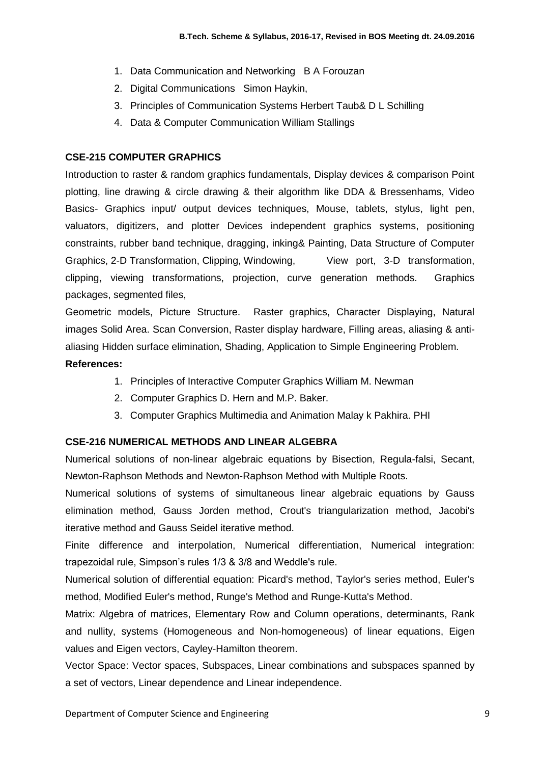1. Data Communication and Networking B A Forouzan
2. Digital Communications Simon Haykin,
3. Principles of Communication Systems Herbert Taub& D L Schilling
4. Data & Computer Communication William Stallings

**CSE-215 COMPUTER GRAPHICS**

Introduction to raster & random graphics fundamentals, Display devices & comparison Point plotting, line drawing & circle drawing & their algorithm like DDA & Bressenhams, Video Basics- Graphics input/ output devices techniques, Mouse, tablets, stylus, light pen, valuators, digitizers, and plotter Devices independent graphics systems, positioning constraints, rubber band technique, dragging, inking& Painting, Data Structure of Computer Graphics, 2-D Transformation, Clipping, Windowing, View port, 3-D transformation, clipping, viewing transformations, projection, curve generation methods. Graphics packages, segmented files,

Geometric models, Picture Structure. Raster graphics, Character Displaying, Natural images Solid Area. Scan Conversion, Raster display hardware, Filling areas, aliasing & anti-aliasing Hidden surface elimination, Shading, Application to Simple Engineering Problem.

**References:**

1. Principles of Interactive Computer Graphics William M. Newman
2. Computer Graphics D. Hern and M.P. Baker.
3. Computer Graphics Multimedia and Animation Malay k Pakhira. PHI

**CSE-216 NUMERICAL METHODS AND LINEAR ALGEBRA**

Numerical solutions of non-linear algebraic equations by Bisection, Regula-falsi, Secant, Newton-Raphson Methods and Newton-Raphson Method with Multiple Roots.

Numerical solutions of systems of simultaneous linear algebraic equations by Gauss elimination method, Gauss Jorden method, Crout's triangularization method, Jacobi's iterative method and Gauss Seidel iterative method.

Finite difference and interpolation, Numerical differentiation, Numerical integration: trapezoidal rule, Simpson's rules 1/3 & 3/8 and Weddle's rule.

Numerical solution of differential equation: Picard's method, Taylor's series method, Euler's method, Modified Euler's method, Runge's Method and Runge-Kutta's Method.

Matrix: Algebra of matrices, Elementary Row and Column operations, determinants, Rank and nullity, systems (Homogeneous and Non-homogeneous) of linear equations, Eigen values and Eigen vectors, Cayley-Hamilton theorem.

Vector Space: Vector spaces, Subspaces, Linear combinations and subspaces spanned by a set of vectors, Linear dependence and Linear independence.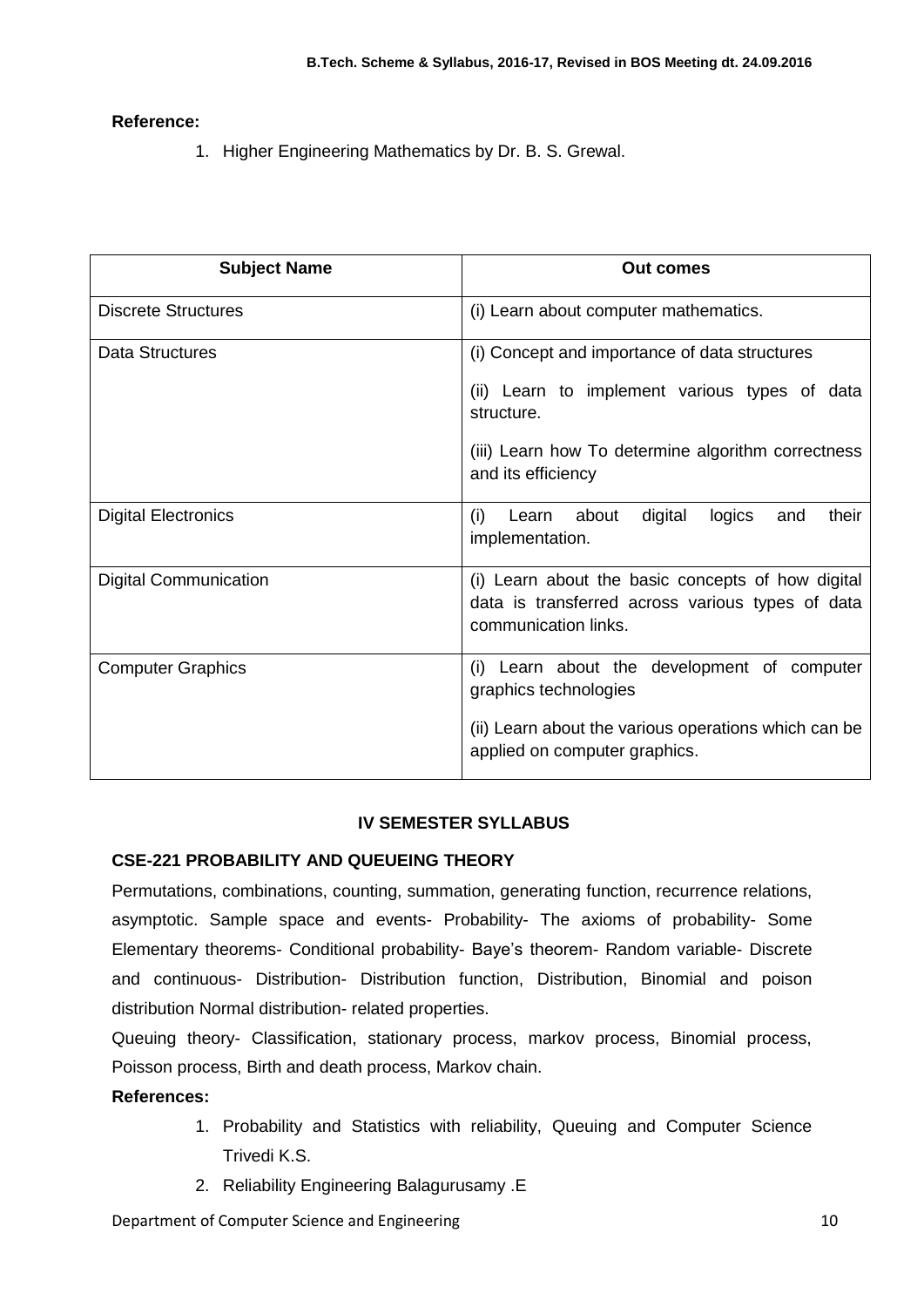**Reference:**

1. Higher Engineering Mathematics by Dr. B. S. Grewal.

| Subject Name | Out comes |
|---|---|
| Discrete Structures | (i) Learn about computer mathematics. |
| Data Structures | (i) Concept and importance of data structures<br>(ii) Learn to implement various types of data structure.<br>(iii) Learn how To determine algorithm correctness and its efficiency |
| Digital Electronics | (i) Learn about digital logics and their implementation. |
| Digital Communication | (i) Learn about the basic concepts of how digital data is transferred across various types of data communication links. |
| Computer Graphics | (i) Learn about the development of computer graphics technologies<br>(ii) Learn about the various operations which can be applied on computer graphics. |

## IV SEMESTER SYLLABUS

### CSE-221 PROBABILITY AND QUEUEING THEORY

Permutations, combinations, counting, summation, generating function, recurrence relations, asymptotic. Sample space and events- Probability- The axioms of probability- Some Elementary theorems- Conditional probability- Baye's theorem- Random variable- Discrete and continuous- Distribution- Distribution function, Distribution, Binomial and poison distribution Normal distribution- related properties.

Queuing theory- Classification, stationary process, markov process, Binomial process, Poisson process, Birth and death process, Markov chain.

**References:**

1. Probability and Statistics with reliability, Queuing and Computer Science Trivedi K.S.
2. Reliability Engineering Balagurusamy .E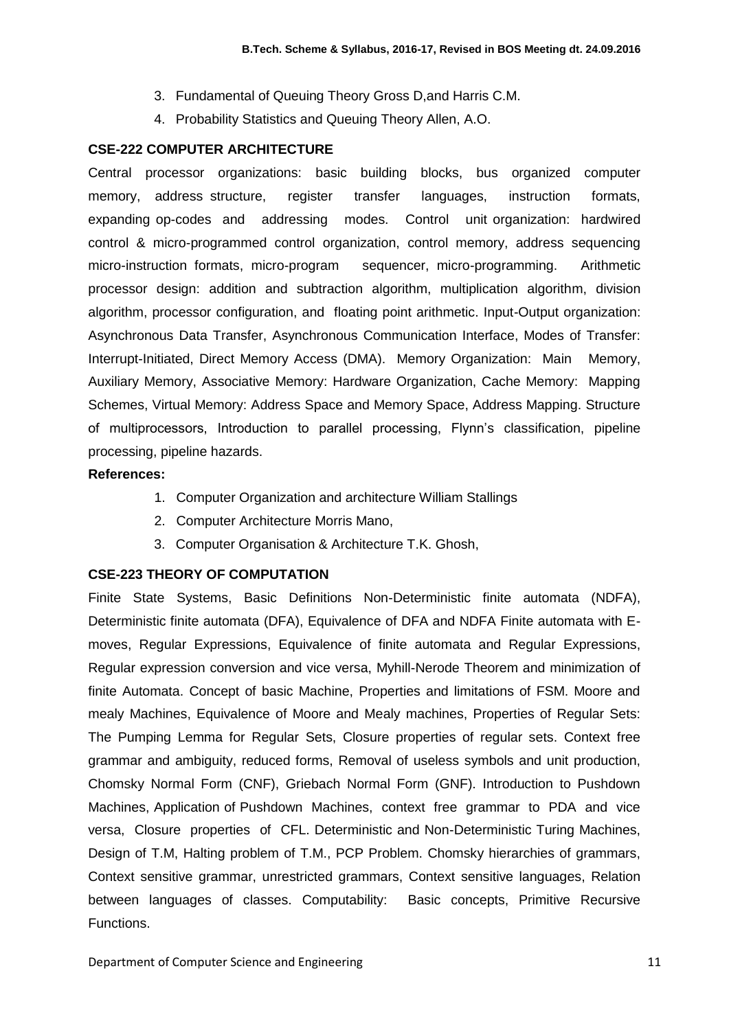3. Fundamental of Queuing Theory Gross D,and Harris C.M.
4. Probability Statistics and Queuing Theory Allen, A.O.

**CSE-222 COMPUTER ARCHITECTURE**

Central processor organizations: basic building blocks, bus organized computer memory, address structure, register transfer languages, instruction formats, expanding op-codes and addressing modes. Control unit organization: hardwired control & micro-programmed control organization, control memory, address sequencing micro-instruction formats, micro-program sequencer, micro-programming. Arithmetic processor design: addition and subtraction algorithm, multiplication algorithm, division algorithm, processor configuration, and floating point arithmetic. Input-Output organization: Asynchronous Data Transfer, Asynchronous Communication Interface, Modes of Transfer: Interrupt-Initiated, Direct Memory Access (DMA). Memory Organization: Main Memory, Auxiliary Memory, Associative Memory: Hardware Organization, Cache Memory: Mapping Schemes, Virtual Memory: Address Space and Memory Space, Address Mapping. Structure of multiprocessors, Introduction to parallel processing, Flynn's classification, pipeline processing, pipeline hazards.

**References:**

1. Computer Organization and architecture William Stallings
2. Computer Architecture Morris Mano,
3. Computer Organisation & Architecture T.K. Ghosh,

**CSE-223 THEORY OF COMPUTATION**

Finite State Systems, Basic Definitions Non-Deterministic finite automata (NDFA), Deterministic finite automata (DFA), Equivalence of DFA and NDFA Finite automata with E-moves, Regular Expressions, Equivalence of finite automata and Regular Expressions, Regular expression conversion and vice versa, Myhill-Nerode Theorem and minimization of finite Automata. Concept of basic Machine, Properties and limitations of FSM. Moore and mealy Machines, Equivalence of Moore and Mealy machines, Properties of Regular Sets: The Pumping Lemma for Regular Sets, Closure properties of regular sets. Context free grammar and ambiguity, reduced forms, Removal of useless symbols and unit production, Chomsky Normal Form (CNF), Griebach Normal Form (GNF). Introduction to Pushdown Machines, Application of Pushdown Machines, context free grammar to PDA and vice versa, Closure properties of CFL. Deterministic and Non-Deterministic Turing Machines, Design of T.M, Halting problem of T.M., PCP Problem. Chomsky hierarchies of grammars, Context sensitive grammar, unrestricted grammars, Context sensitive languages, Relation between languages of classes. Computability: Basic concepts, Primitive Recursive Functions.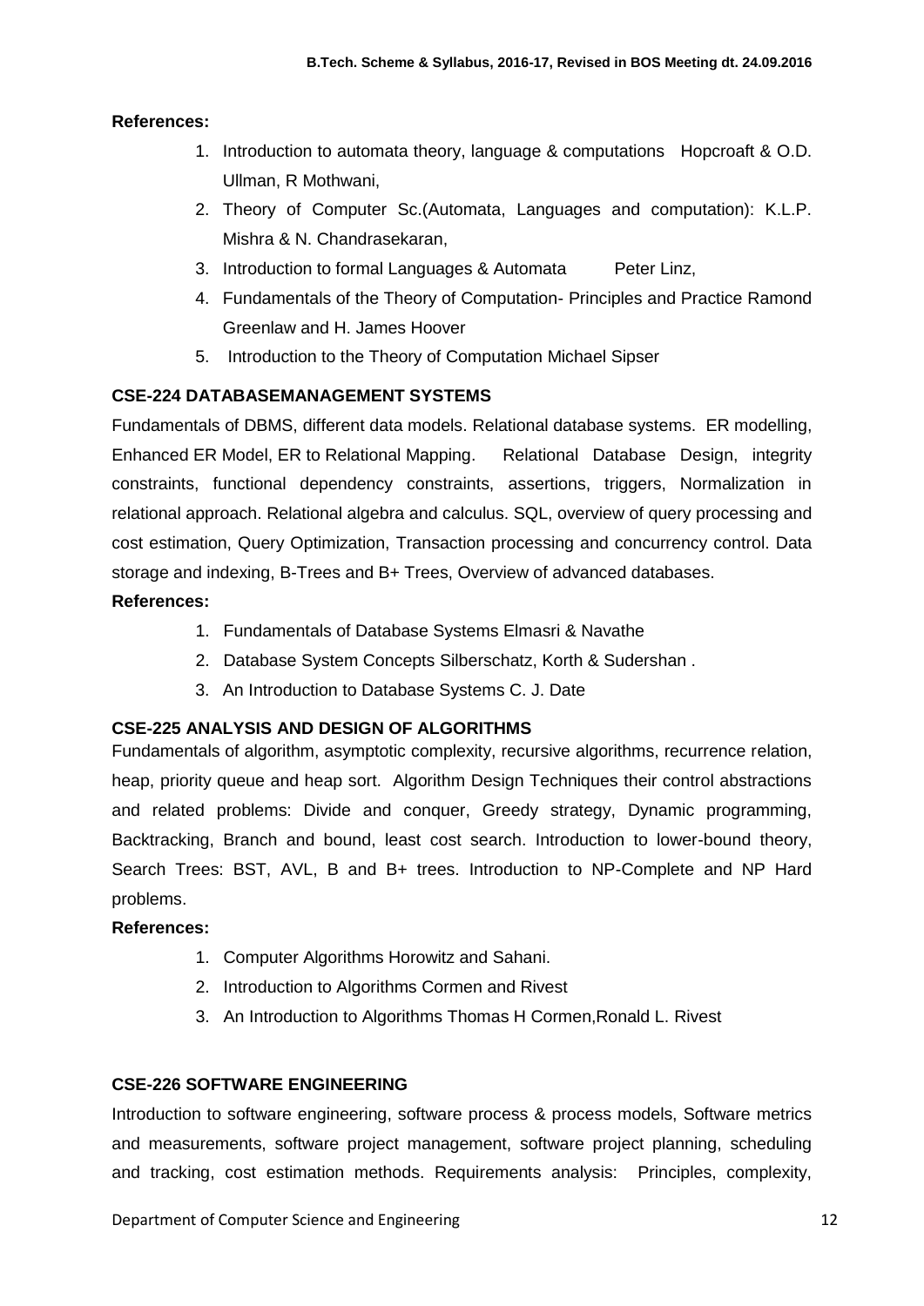**References:**

1. Introduction to automata theory, language & computations Hopcroaft & O.D. Ullman, R Mothwani,
2. Theory of Computer Sc.(Automata, Languages and computation): K.L.P. Mishra & N. Chandrasekaran,
3. Introduction to formal Languages & Automata Peter Linz,
4. Fundamentals of the Theory of Computation- Principles and Practice Ramond Greenlaw and H. James Hoover
5. Introduction to the Theory of Computation Michael Sipser

### CSE-224 DATABASEMANAGEMENT SYSTEMS

Fundamentals of DBMS, different data models. Relational database systems. ER modelling, Enhanced ER Model, ER to Relational Mapping. Relational Database Design, integrity constraints, functional dependency constraints, assertions, triggers, Normalization in relational approach. Relational algebra and calculus. SQL, overview of query processing and cost estimation, Query Optimization, Transaction processing and concurrency control. Data storage and indexing, B-Trees and B+ Trees, Overview of advanced databases.

**References:**

1. Fundamentals of Database Systems Elmasri & Navathe
2. Database System Concepts Silberschatz, Korth & Sudershan .
3. An Introduction to Database Systems C. J. Date

### CSE-225 ANALYSIS AND DESIGN OF ALGORITHMS

Fundamentals of algorithm, asymptotic complexity, recursive algorithms, recurrence relation, heap, priority queue and heap sort. Algorithm Design Techniques their control abstractions and related problems: Divide and conquer, Greedy strategy, Dynamic programming, Backtracking, Branch and bound, least cost search. Introduction to lower-bound theory, Search Trees: BST, AVL, B and B+ trees. Introduction to NP-Complete and NP Hard problems.

**References:**

1. Computer Algorithms Horowitz and Sahani.
2. Introduction to Algorithms Cormen and Rivest
3. An Introduction to Algorithms Thomas H Cormen,Ronald L. Rivest

### CSE-226 SOFTWARE ENGINEERING

Introduction to software engineering, software process & process models, Software metrics and measurements, software project management, software project planning, scheduling and tracking, cost estimation methods. Requirements analysis: Principles, complexity,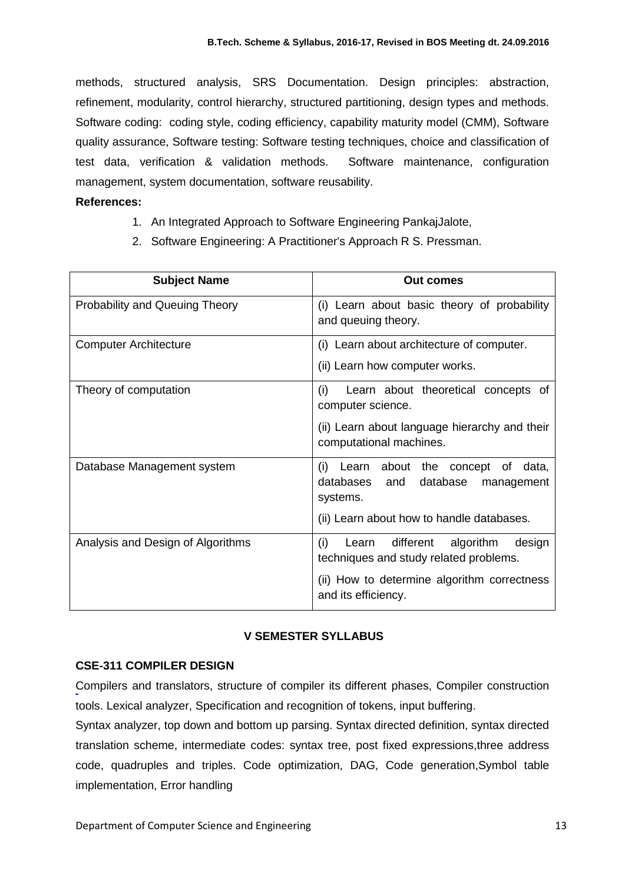methods, structured analysis, SRS Documentation. Design principles: abstraction, refinement, modularity, control hierarchy, structured partitioning, design types and methods. Software coding: coding style, coding efficiency, capability maturity model (CMM), Software quality assurance, Software testing: Software testing techniques, choice and classification of test data, verification & validation methods. Software maintenance, configuration management, system documentation, software reusability.

**References:**

1. An Integrated Approach to Software Engineering PankajJalote,
2. Software Engineering: A Practitioner's Approach R S. Pressman.

| Subject Name | Out comes |
|---|---|
| Probability and Queuing Theory | (i) Learn about basic theory of probability and queuing theory. |
| Computer Architecture | (i) Learn about architecture of computer.<br>(ii) Learn how computer works. |
| Theory of computation | (i) Learn about theoretical concepts of computer science.<br>(ii) Learn about language hierarchy and their computational machines. |
| Database Management system | (i) Learn about the concept of data, databases and database management systems.<br>(ii) Learn about how to handle databases. |
| Analysis and Design of Algorithms | (i) Learn different algorithm design techniques and study related problems.<br>(ii) How to determine algorithm correctness and its efficiency. |

## V SEMESTER SYLLABUS

### CSE-311 COMPILER DESIGN

Compilers and translators, structure of compiler its different phases, Compiler construction tools. Lexical analyzer, Specification and recognition of tokens, input buffering.

Syntax analyzer, top down and bottom up parsing. Syntax directed definition, syntax directed translation scheme, intermediate codes: syntax tree, post fixed expressions,three address code, quadruples and triples. Code optimization, DAG, Code generation,Symbol table implementation, Error handling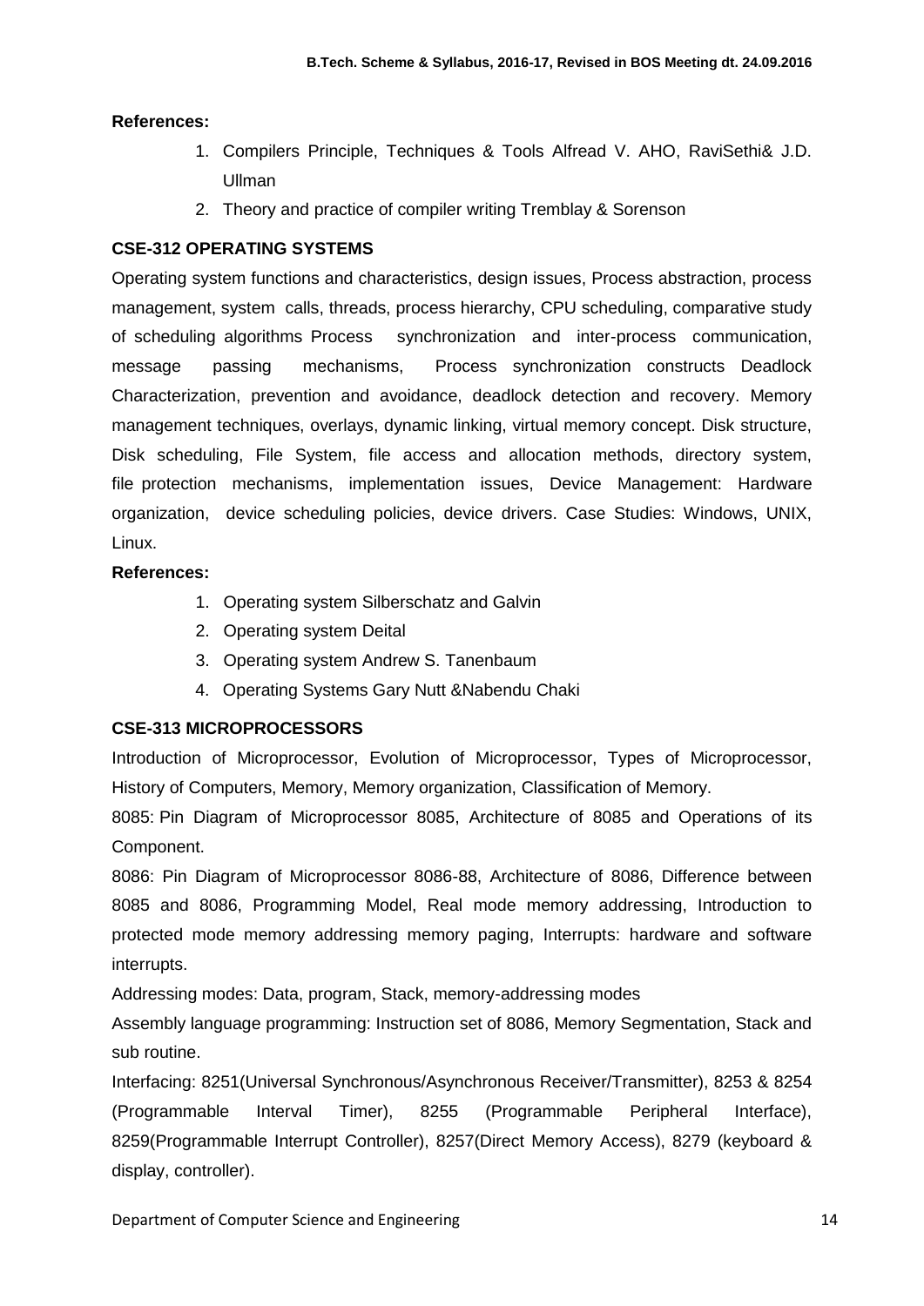**References:**

1. Compilers Principle, Techniques & Tools Alfread V. AHO, RaviSethi& J.D. Ullman
2. Theory and practice of compiler writing Tremblay & Sorenson

**CSE-312 OPERATING SYSTEMS**

Operating system functions and characteristics, design issues, Process abstraction, process management, system calls, threads, process hierarchy, CPU scheduling, comparative study of scheduling algorithms Process synchronization and inter-process communication, message passing mechanisms, Process synchronization constructs Deadlock Characterization, prevention and avoidance, deadlock detection and recovery. Memory management techniques, overlays, dynamic linking, virtual memory concept. Disk structure, Disk scheduling, File System, file access and allocation methods, directory system, file protection mechanisms, implementation issues, Device Management: Hardware organization, device scheduling policies, device drivers. Case Studies: Windows, UNIX, Linux.

**References:**

1. Operating system Silberschatz and Galvin
2. Operating system Deital
3. Operating system Andrew S. Tanenbaum
4. Operating Systems Gary Nutt &Nabendu Chaki

**CSE-313 MICROPROCESSORS**

Introduction of Microprocessor, Evolution of Microprocessor, Types of Microprocessor, History of Computers, Memory, Memory organization, Classification of Memory.

8085: Pin Diagram of Microprocessor 8085, Architecture of 8085 and Operations of its Component.

8086: Pin Diagram of Microprocessor 8086-88, Architecture of 8086, Difference between 8085 and 8086, Programming Model, Real mode memory addressing, Introduction to protected mode memory addressing memory paging, Interrupts: hardware and software interrupts.

Addressing modes: Data, program, Stack, memory-addressing modes

Assembly language programming: Instruction set of 8086, Memory Segmentation, Stack and sub routine.

Interfacing: 8251(Universal Synchronous/Asynchronous Receiver/Transmitter), 8253 & 8254 (Programmable Interval Timer), 8255 (Programmable Peripheral Interface), 8259(Programmable Interrupt Controller), 8257(Direct Memory Access), 8279 (keyboard & display, controller).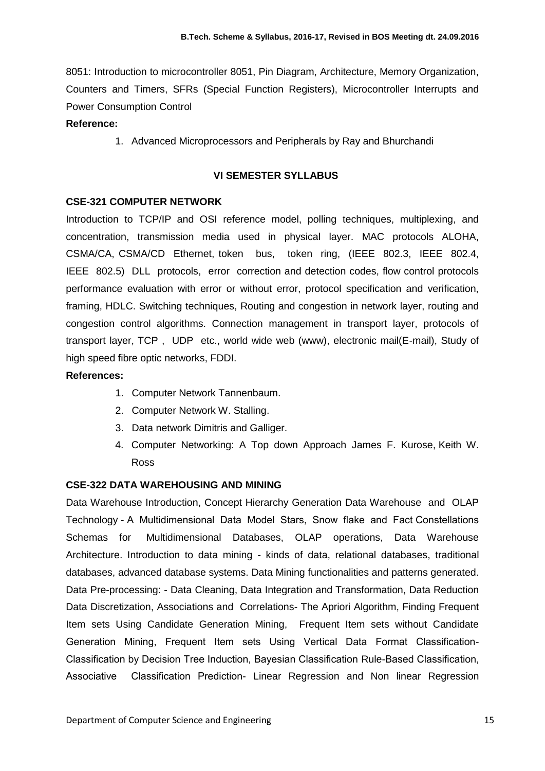8051: Introduction to microcontroller 8051, Pin Diagram, Architecture, Memory Organization, Counters and Timers, SFRs (Special Function Registers), Microcontroller Interrupts and Power Consumption Control

**Reference:**

1. Advanced Microprocessors and Peripherals by Ray and Bhurchandi

## VI SEMESTER SYLLABUS

### CSE-321 COMPUTER NETWORK

Introduction to TCP/IP and OSI reference model, polling techniques, multiplexing, and concentration, transmission media used in physical layer. MAC protocols ALOHA, CSMA/CA, CSMA/CD Ethernet, token bus, token ring, (IEEE 802.3, IEEE 802.4, IEEE 802.5) DLL protocols, error correction and detection codes, flow control protocols performance evaluation with error or without error, protocol specification and verification, framing, HDLC. Switching techniques, Routing and congestion in network layer, routing and congestion control algorithms. Connection management in transport layer, protocols of transport layer, TCP , UDP etc., world wide web (www), electronic mail(E-mail), Study of high speed fibre optic networks, FDDI.

**References:**

1. Computer Network Tannenbaum.
2. Computer Network W. Stalling.
3. Data network Dimitris and Galliger.
4. Computer Networking: A Top down Approach James F. Kurose, Keith W. Ross

### CSE-322 DATA WAREHOUSING AND MINING

Data Warehouse Introduction, Concept Hierarchy Generation Data Warehouse and OLAP Technology - A Multidimensional Data Model Stars, Snow flake and Fact Constellations Schemas for Multidimensional Databases, OLAP operations, Data Warehouse Architecture. Introduction to data mining - kinds of data, relational databases, traditional databases, advanced database systems. Data Mining functionalities and patterns generated. Data Pre-processing: - Data Cleaning, Data Integration and Transformation, Data Reduction Data Discretization, Associations and Correlations- The Apriori Algorithm, Finding Frequent Item sets Using Candidate Generation Mining, Frequent Item sets without Candidate Generation Mining, Frequent Item sets Using Vertical Data Format Classification-Classification by Decision Tree Induction, Bayesian Classification Rule-Based Classification, Associative Classification Prediction- Linear Regression and Non linear Regression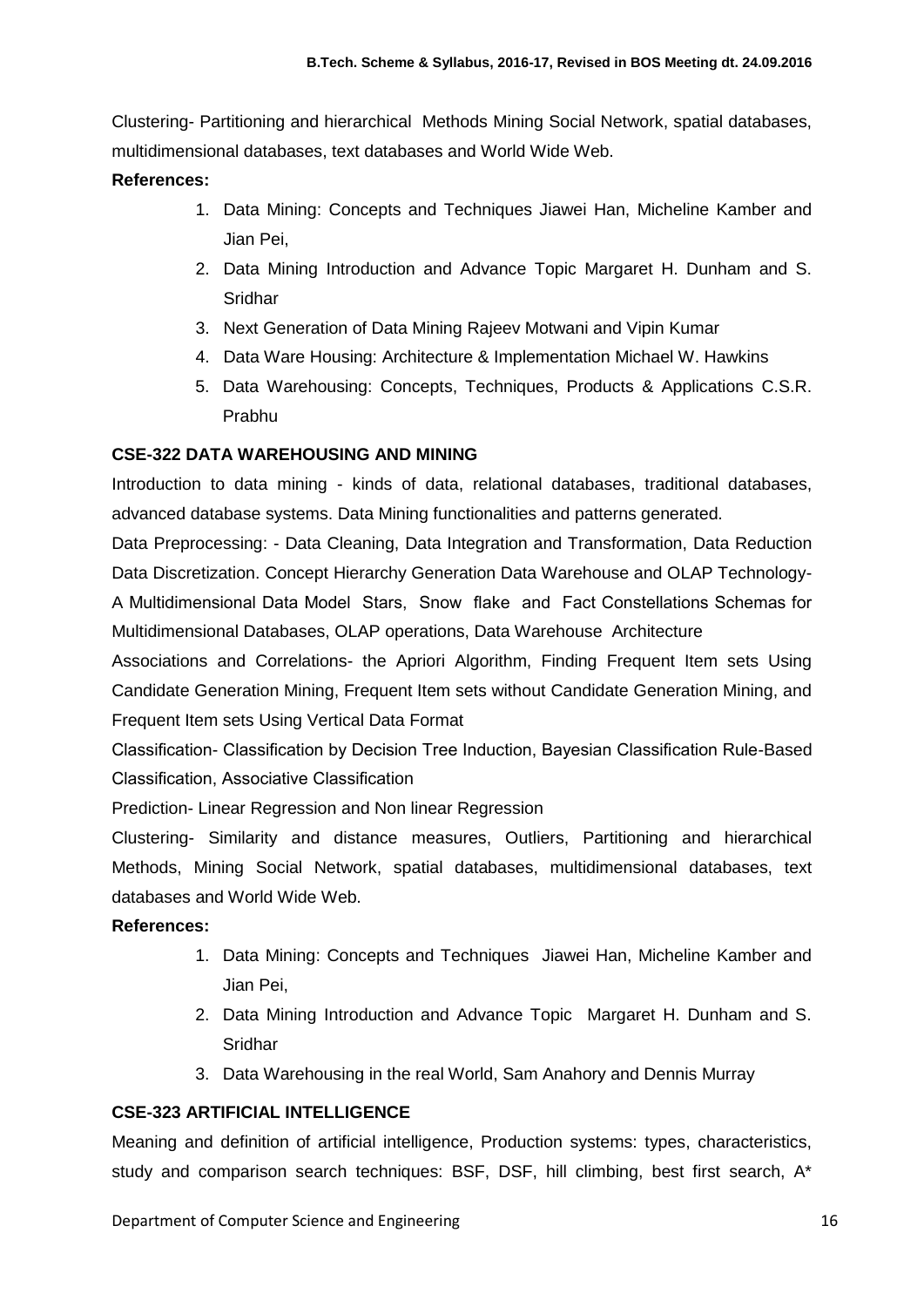Clustering- Partitioning and hierarchical Methods Mining Social Network, spatial databases, multidimensional databases, text databases and World Wide Web.

**References:**

1. Data Mining: Concepts and Techniques Jiawei Han, Micheline Kamber and Jian Pei,
2. Data Mining Introduction and Advance Topic Margaret H. Dunham and S. Sridhar
3. Next Generation of Data Mining Rajeev Motwani and Vipin Kumar
4. Data Ware Housing: Architecture & Implementation Michael W. Hawkins
5. Data Warehousing: Concepts, Techniques, Products & Applications C.S.R. Prabhu

**CSE-322 DATA WAREHOUSING AND MINING**

Introduction to data mining - kinds of data, relational databases, traditional databases, advanced database systems. Data Mining functionalities and patterns generated.

Data Preprocessing: - Data Cleaning, Data Integration and Transformation, Data Reduction Data Discretization. Concept Hierarchy Generation Data Warehouse and OLAP Technology- A Multidimensional Data Model Stars, Snow flake and Fact Constellations Schemas for Multidimensional Databases, OLAP operations, Data Warehouse Architecture

Associations and Correlations- the Apriori Algorithm, Finding Frequent Item sets Using Candidate Generation Mining, Frequent Item sets without Candidate Generation Mining, and Frequent Item sets Using Vertical Data Format

Classification- Classification by Decision Tree Induction, Bayesian Classification Rule-Based Classification, Associative Classification

Prediction- Linear Regression and Non linear Regression

Clustering- Similarity and distance measures, Outliers, Partitioning and hierarchical Methods, Mining Social Network, spatial databases, multidimensional databases, text databases and World Wide Web.

**References:**

1. Data Mining: Concepts and Techniques Jiawei Han, Micheline Kamber and Jian Pei,
2. Data Mining Introduction and Advance Topic Margaret H. Dunham and S. Sridhar
3. Data Warehousing in the real World, Sam Anahory and Dennis Murray

**CSE-323 ARTIFICIAL INTELLIGENCE**

Meaning and definition of artificial intelligence, Production systems: types, characteristics, study and comparison search techniques: BSF, DSF, hill climbing, best first search, A*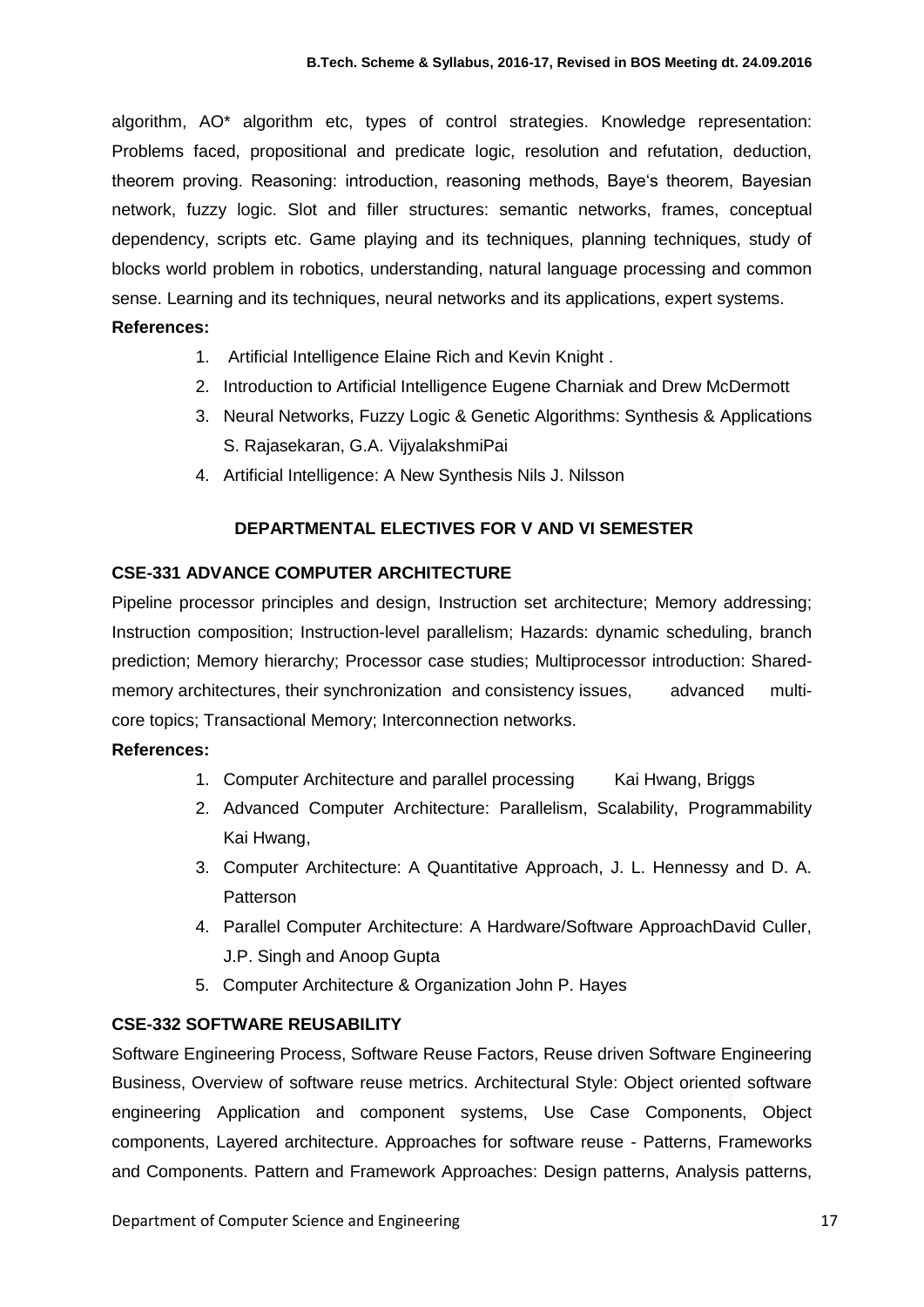algorithm, AO* algorithm etc, types of control strategies. Knowledge representation: Problems faced, propositional and predicate logic, resolution and refutation, deduction, theorem proving. Reasoning: introduction, reasoning methods, Baye's theorem, Bayesian network, fuzzy logic. Slot and filler structures: semantic networks, frames, conceptual dependency, scripts etc. Game playing and its techniques, planning techniques, study of blocks world problem in robotics, understanding, natural language processing and common sense. Learning and its techniques, neural networks and its applications, expert systems.

**References:**

1. Artificial Intelligence Elaine Rich and Kevin Knight .
2. Introduction to Artificial Intelligence Eugene Charniak and Drew McDermott
3. Neural Networks, Fuzzy Logic & Genetic Algorithms: Synthesis & Applications S. Rajasekaran, G.A. VijyalakshmiPai
4. Artificial Intelligence: A New Synthesis Nils J. Nilsson

## DEPARTMENTAL ELECTIVES FOR V AND VI SEMESTER

### CSE-331 ADVANCE COMPUTER ARCHITECTURE

Pipeline processor principles and design, Instruction set architecture; Memory addressing; Instruction composition; Instruction-level parallelism; Hazards: dynamic scheduling, branch prediction; Memory hierarchy; Processor case studies; Multiprocessor introduction: Shared-memory architectures, their synchronization and consistency issues, advanced multi-core topics; Transactional Memory; Interconnection networks.

**References:**

1. Computer Architecture and parallel processing Kai Hwang, Briggs
2. Advanced Computer Architecture: Parallelism, Scalability, Programmability Kai Hwang,
3. Computer Architecture: A Quantitative Approach, J. L. Hennessy and D. A. Patterson
4. Parallel Computer Architecture: A Hardware/Software ApproachDavid Culler, J.P. Singh and Anoop Gupta
5. Computer Architecture & Organization John P. Hayes

### CSE-332 SOFTWARE REUSABILITY

Software Engineering Process, Software Reuse Factors, Reuse driven Software Engineering Business, Overview of software reuse metrics. Architectural Style: Object oriented software engineering Application and component systems, Use Case Components, Object components, Layered architecture. Approaches for software reuse - Patterns, Frameworks and Components. Pattern and Framework Approaches: Design patterns, Analysis patterns,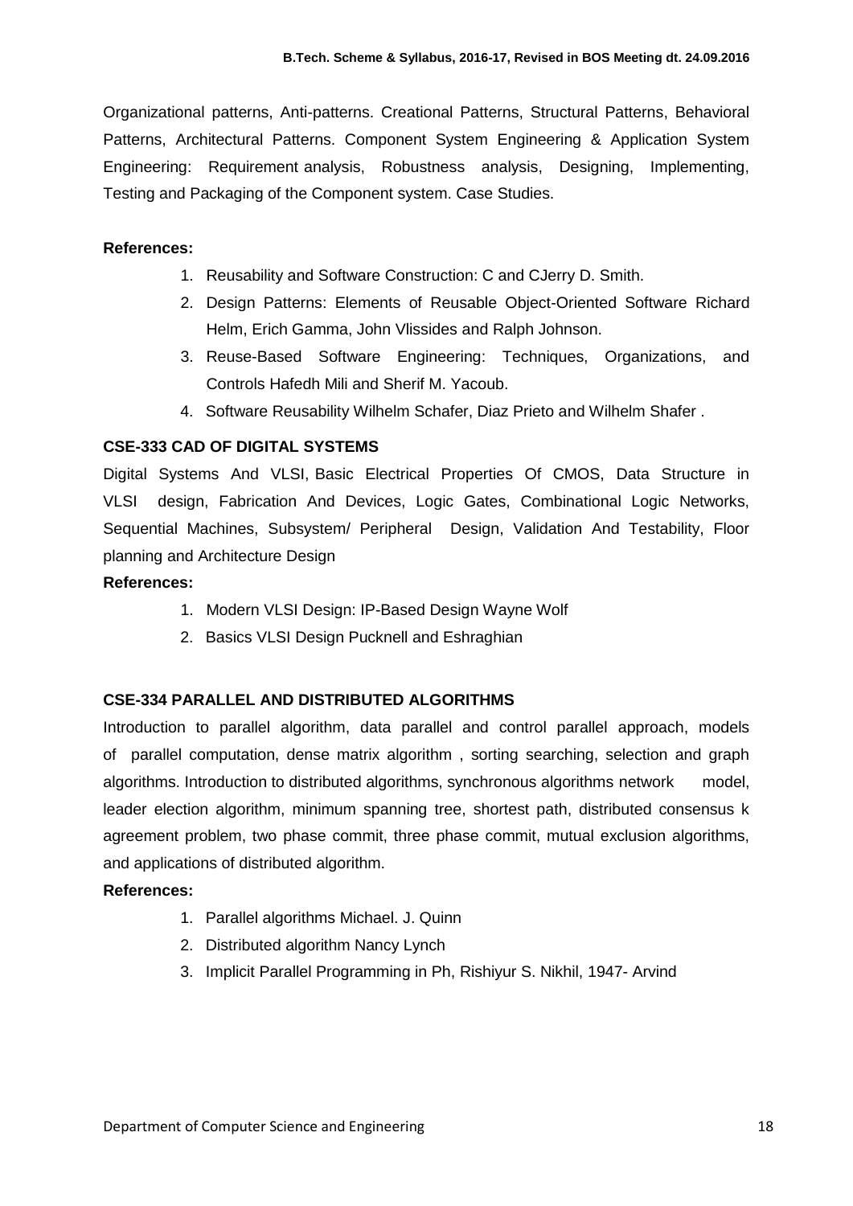Organizational patterns, Anti-patterns. Creational Patterns, Structural Patterns, Behavioral Patterns, Architectural Patterns. Component System Engineering & Application System Engineering: Requirement analysis, Robustness analysis, Designing, Implementing, Testing and Packaging of the Component system. Case Studies.

**References:**

1. Reusability and Software Construction: C and CJerry D. Smith.
2. Design Patterns: Elements of Reusable Object-Oriented Software Richard Helm, Erich Gamma, John Vlissides and Ralph Johnson.
3. Reuse-Based Software Engineering: Techniques, Organizations, and Controls Hafedh Mili and Sherif M. Yacoub.
4. Software Reusability Wilhelm Schafer, Diaz Prieto and Wilhelm Shafer .

**CSE-333 CAD OF DIGITAL SYSTEMS**

Digital Systems And VLSI, Basic Electrical Properties Of CMOS, Data Structure in VLSI design, Fabrication And Devices, Logic Gates, Combinational Logic Networks, Sequential Machines, Subsystem/ Peripheral Design, Validation And Testability, Floor planning and Architecture Design

**References:**

1. Modern VLSI Design: IP-Based Design Wayne Wolf
2. Basics VLSI Design Pucknell and Eshraghian

**CSE-334 PARALLEL AND DISTRIBUTED ALGORITHMS**

Introduction to parallel algorithm, data parallel and control parallel approach, models of parallel computation, dense matrix algorithm , sorting searching, selection and graph algorithms. Introduction to distributed algorithms, synchronous algorithms network model, leader election algorithm, minimum spanning tree, shortest path, distributed consensus k agreement problem, two phase commit, three phase commit, mutual exclusion algorithms, and applications of distributed algorithm.

**References:**

1. Parallel algorithms Michael. J. Quinn
2. Distributed algorithm Nancy Lynch
3. Implicit Parallel Programming in Ph, Rishiyur S. Nikhil, 1947- Arvind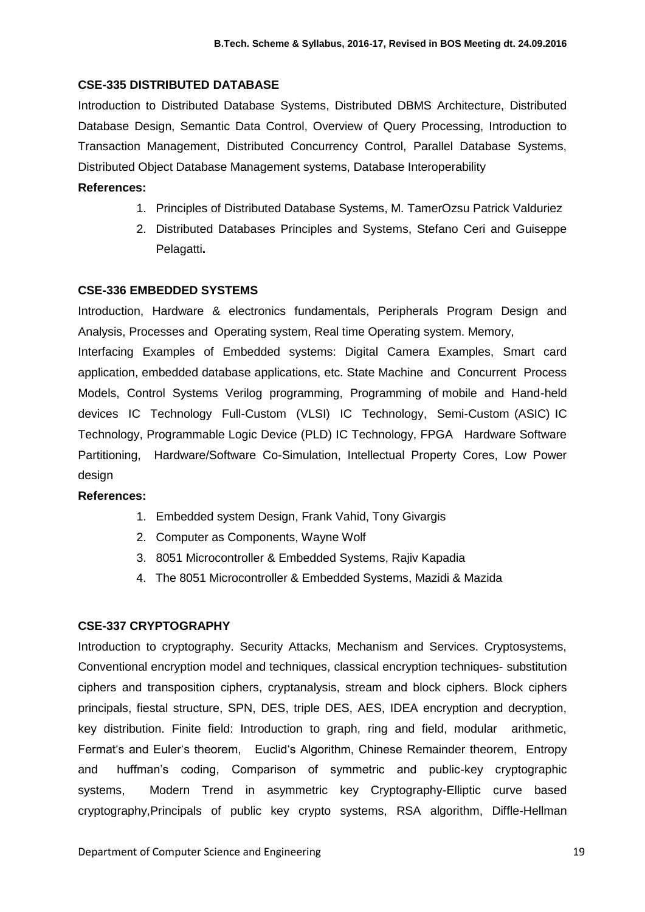### CSE-335 DISTRIBUTED DATABASE

Introduction to Distributed Database Systems, Distributed DBMS Architecture, Distributed Database Design, Semantic Data Control, Overview of Query Processing, Introduction to Transaction Management, Distributed Concurrency Control, Parallel Database Systems, Distributed Object Database Management systems, Database Interoperability

**References:**

1. Principles of Distributed Database Systems, M. TamerOzsu Patrick Valduriez
2. Distributed Databases Principles and Systems, Stefano Ceri and Guiseppe Pelagatti**.**

### CSE-336 EMBEDDED SYSTEMS

Introduction, Hardware & electronics fundamentals, Peripherals Program Design and Analysis, Processes and Operating system, Real time Operating system. Memory, Interfacing Examples of Embedded systems: Digital Camera Examples, Smart card application, embedded database applications, etc. State Machine and Concurrent Process Models, Control Systems Verilog programming, Programming of mobile and Hand-held devices IC Technology Full-Custom (VLSI) IC Technology, Semi-Custom (ASIC) IC Technology, Programmable Logic Device (PLD) IC Technology, FPGA Hardware Software Partitioning, Hardware/Software Co-Simulation, Intellectual Property Cores, Low Power design

**References:**

1. Embedded system Design, Frank Vahid, Tony Givargis
2. Computer as Components, Wayne Wolf
3. 8051 Microcontroller & Embedded Systems, Rajiv Kapadia
4. The 8051 Microcontroller & Embedded Systems, Mazidi & Mazida

### CSE-337 CRYPTOGRAPHY

Introduction to cryptography. Security Attacks, Mechanism and Services. Cryptosystems, Conventional encryption model and techniques, classical encryption techniques- substitution ciphers and transposition ciphers, cryptanalysis, stream and block ciphers. Block ciphers principals, fiestal structure, SPN, DES, triple DES, AES, IDEA encryption and decryption, key distribution. Finite field: Introduction to graph, ring and field, modular arithmetic, Fermat's and Euler's theorem, Euclid's Algorithm, Chinese Remainder theorem, Entropy and huffman's coding, Comparison of symmetric and public-key cryptographic systems, Modern Trend in asymmetric key Cryptography-Elliptic curve based cryptography,Principals of public key crypto systems, RSA algorithm, Diffle-Hellman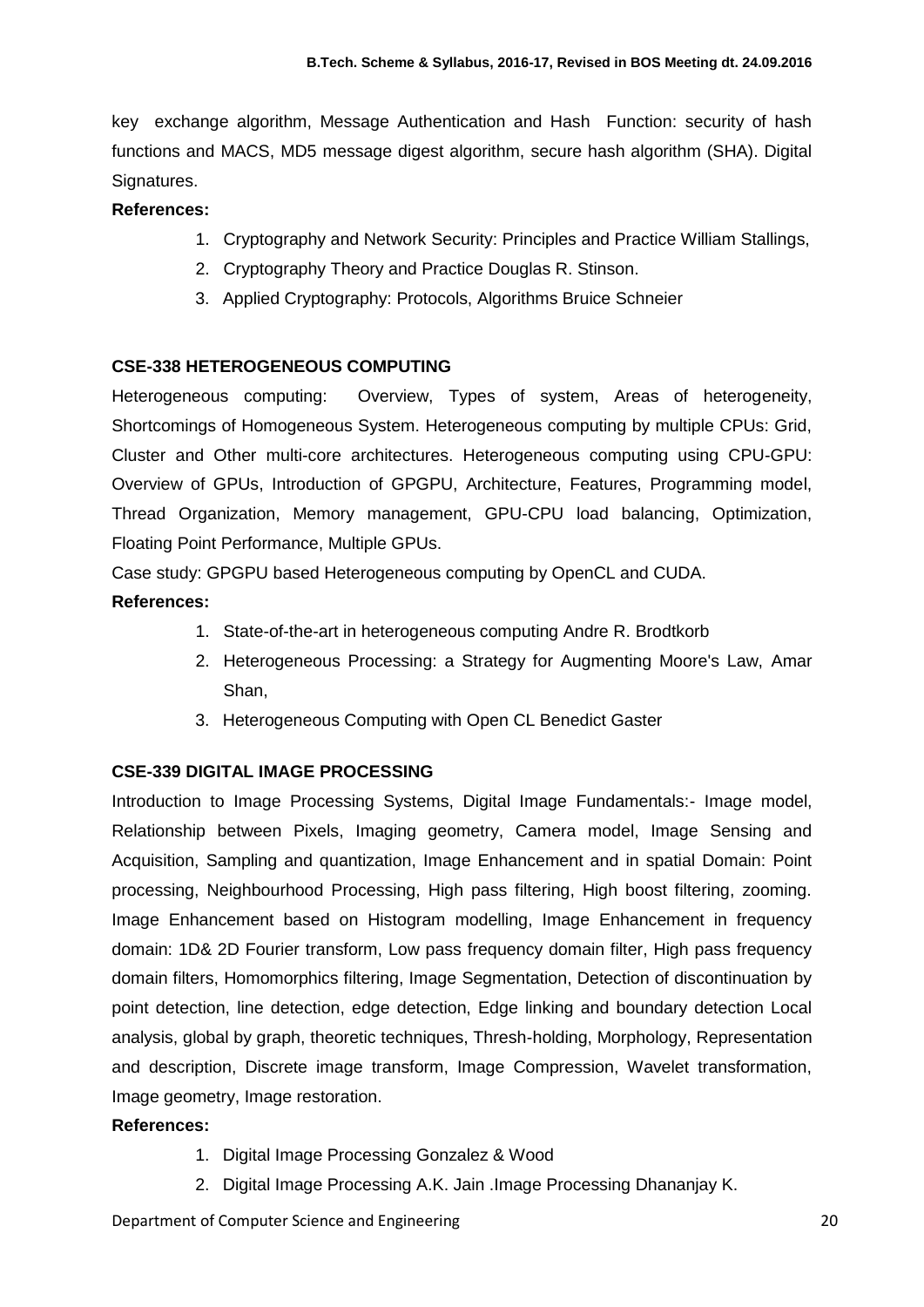key exchange algorithm, Message Authentication and Hash Function: security of hash functions and MACS, MD5 message digest algorithm, secure hash algorithm (SHA). Digital Signatures.

**References:**

1. Cryptography and Network Security: Principles and Practice William Stallings,
2. Cryptography Theory and Practice Douglas R. Stinson.
3. Applied Cryptography: Protocols, Algorithms Bruice Schneier

### CSE-338 HETEROGENEOUS COMPUTING

Heterogeneous computing: Overview, Types of system, Areas of heterogeneity, Shortcomings of Homogeneous System. Heterogeneous computing by multiple CPUs: Grid, Cluster and Other multi-core architectures. Heterogeneous computing using CPU-GPU: Overview of GPUs, Introduction of GPGPU, Architecture, Features, Programming model, Thread Organization, Memory management, GPU-CPU load balancing, Optimization, Floating Point Performance, Multiple GPUs.

Case study: GPGPU based Heterogeneous computing by OpenCL and CUDA.

**References:**

1. State-of-the-art in heterogeneous computing Andre R. Brodtkorb
2. Heterogeneous Processing: a Strategy for Augmenting Moore's Law, Amar Shan,
3. Heterogeneous Computing with Open CL Benedict Gaster

### CSE-339 DIGITAL IMAGE PROCESSING

Introduction to Image Processing Systems, Digital Image Fundamentals:- Image model, Relationship between Pixels, Imaging geometry, Camera model, Image Sensing and Acquisition, Sampling and quantization, Image Enhancement and in spatial Domain: Point processing, Neighbourhood Processing, High pass filtering, High boost filtering, zooming. Image Enhancement based on Histogram modelling, Image Enhancement in frequency domain: 1D& 2D Fourier transform, Low pass frequency domain filter, High pass frequency domain filters, Homomorphics filtering, Image Segmentation, Detection of discontinuation by point detection, line detection, edge detection, Edge linking and boundary detection Local analysis, global by graph, theoretic techniques, Thresh-holding, Morphology, Representation and description, Discrete image transform, Image Compression, Wavelet transformation, Image geometry, Image restoration.

**References:**

1. Digital Image Processing Gonzalez & Wood
2. Digital Image Processing A.K. Jain .Image Processing Dhananjay K.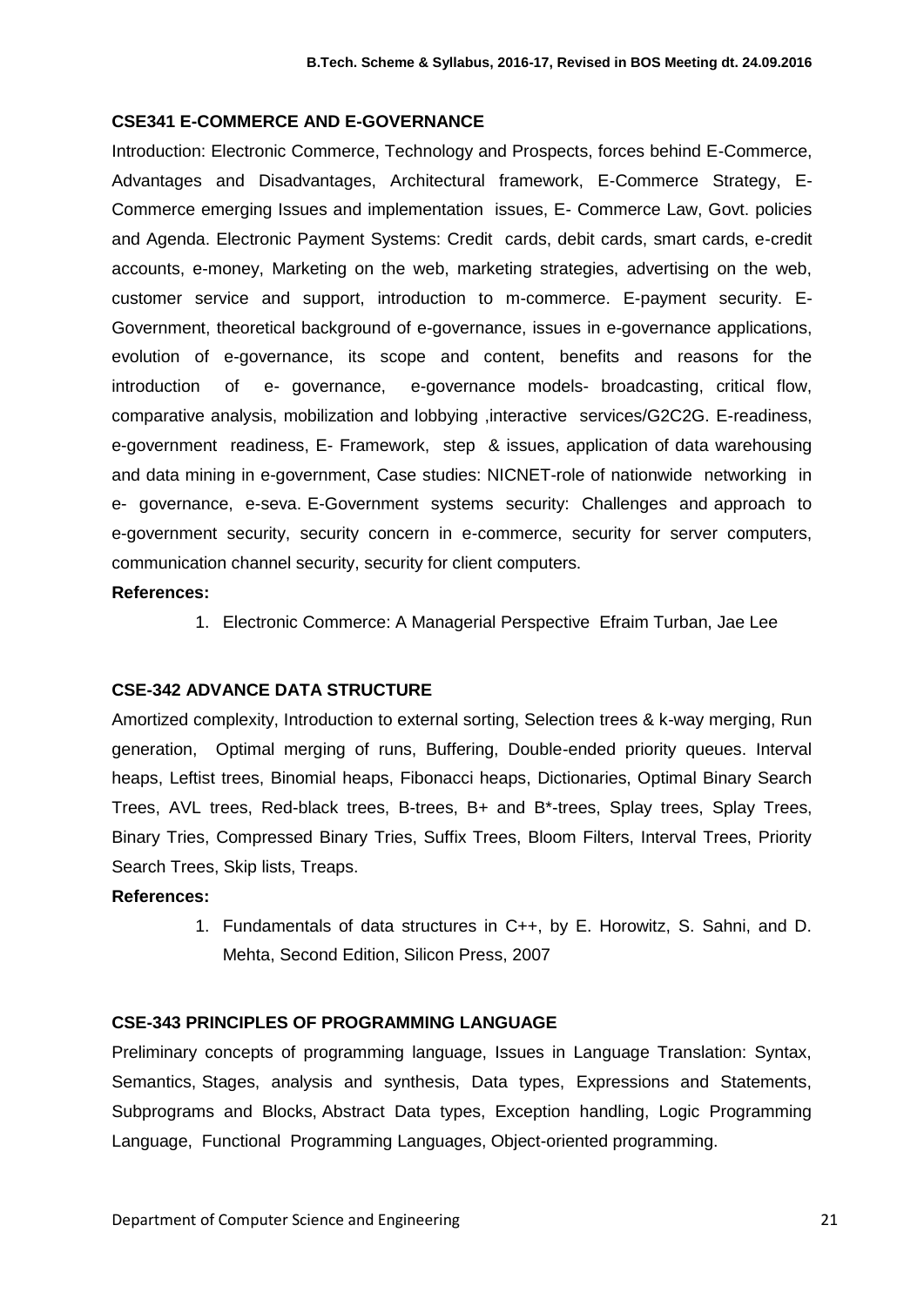### CSE341 E-COMMERCE AND E-GOVERNANCE

Introduction: Electronic Commerce, Technology and Prospects, forces behind E-Commerce, Advantages and Disadvantages, Architectural framework, E-Commerce Strategy, E-Commerce emerging Issues and implementation issues, E- Commerce Law, Govt. policies and Agenda. Electronic Payment Systems: Credit cards, debit cards, smart cards, e-credit accounts, e-money, Marketing on the web, marketing strategies, advertising on the web, customer service and support, introduction to m-commerce. E-payment security. E-Government, theoretical background of e-governance, issues in e-governance applications, evolution of e-governance, its scope and content, benefits and reasons for the introduction of e- governance, e-governance models- broadcasting, critical flow, comparative analysis, mobilization and lobbying ,interactive services/G2C2G. E-readiness, e-government readiness, E- Framework, step & issues, application of data warehousing and data mining in e-government, Case studies: NICNET-role of nationwide networking in e- governance, e-seva. E-Government systems security: Challenges and approach to e-government security, security concern in e-commerce, security for server computers, communication channel security, security for client computers.

**References:**

1. Electronic Commerce: A Managerial Perspective Efraim Turban, Jae Lee

### CSE-342 ADVANCE DATA STRUCTURE

Amortized complexity, Introduction to external sorting, Selection trees & k-way merging, Run generation, Optimal merging of runs, Buffering, Double-ended priority queues. Interval heaps, Leftist trees, Binomial heaps, Fibonacci heaps, Dictionaries, Optimal Binary Search Trees, AVL trees, Red-black trees, B-trees, B+ and B*-trees, Splay trees, Splay Trees, Binary Tries, Compressed Binary Tries, Suffix Trees, Bloom Filters, Interval Trees, Priority Search Trees, Skip lists, Treaps.

**References:**

1. Fundamentals of data structures in C++, by E. Horowitz, S. Sahni, and D. Mehta, Second Edition, Silicon Press, 2007

### CSE-343 PRINCIPLES OF PROGRAMMING LANGUAGE

Preliminary concepts of programming language, Issues in Language Translation: Syntax, Semantics, Stages, analysis and synthesis, Data types, Expressions and Statements, Subprograms and Blocks, Abstract Data types, Exception handling, Logic Programming Language, Functional Programming Languages, Object-oriented programming.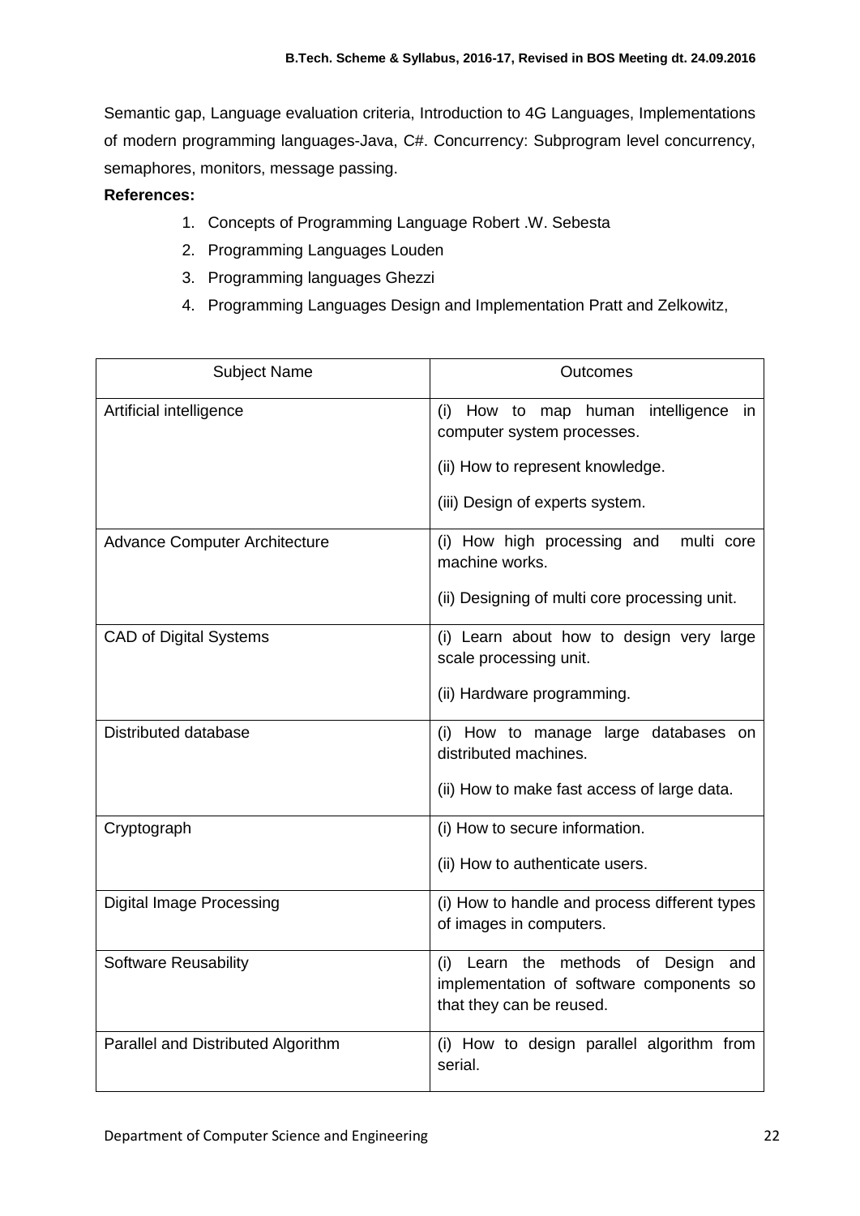Semantic gap, Language evaluation criteria, Introduction to 4G Languages, Implementations of modern programming languages-Java, C#. Concurrency: Subprogram level concurrency, semaphores, monitors, message passing.

**References:**

1. Concepts of Programming Language Robert .W. Sebesta
2. Programming Languages Louden
3. Programming languages Ghezzi
4. Programming Languages Design and Implementation Pratt and Zelkowitz,

| Subject Name | Outcomes |
|---|---|
| Artificial intelligence | (i) How to map human intelligence in computer system processes.<br>(ii) How to represent knowledge.<br>(iii) Design of experts system. |
| Advance Computer Architecture | (i) How high processing and multi core machine works.<br>(ii) Designing of multi core processing unit. |
| CAD of Digital Systems | (i) Learn about how to design very large scale processing unit.<br>(ii) Hardware programming. |
| Distributed database | (i) How to manage large databases on distributed machines.<br>(ii) How to make fast access of large data. |
| Cryptograph | (i) How to secure information.<br>(ii) How to authenticate users. |
| Digital Image Processing | (i) How to handle and process different types of images in computers. |
| Software Reusability | (i) Learn the methods of Design and implementation of software components so that they can be reused. |
| Parallel and Distributed Algorithm | (i) How to design parallel algorithm from serial. |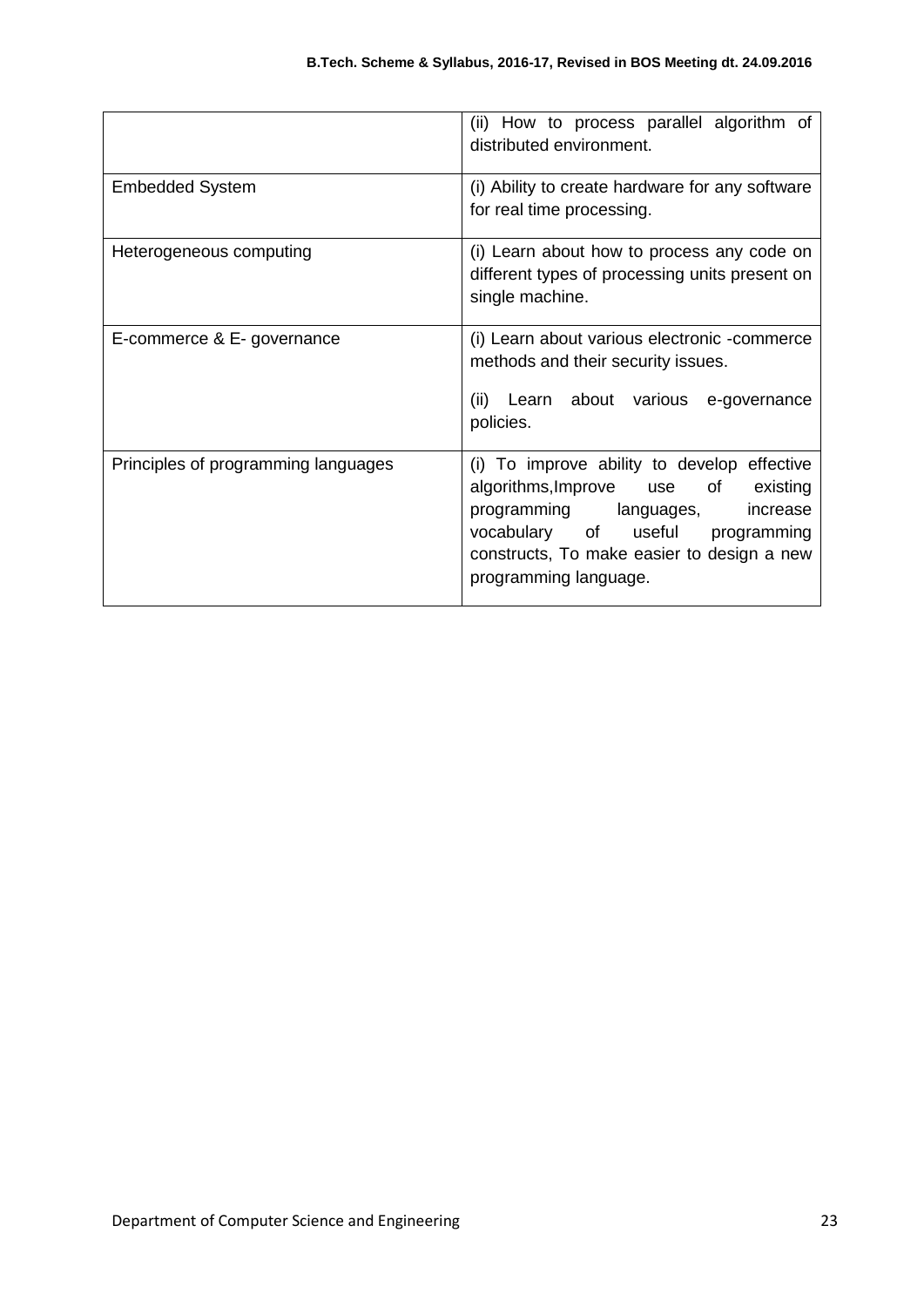| | |
|---|---|
| | (ii) How to process parallel algorithm of distributed environment. |
| Embedded System | (i) Ability to create hardware for any software for real time processing. |
| Heterogeneous computing | (i) Learn about how to process any code on different types of processing units present on single machine. |
| E-commerce & E- governance | (i) Learn about various electronic -commerce methods and their security issues.<br><br>(ii) Learn about various e-governance policies. |
| Principles of programming languages | (i) To improve ability to develop effective algorithms,Improve use of existing programming languages, increase vocabulary of useful programming constructs, To make easier to design a new programming language. |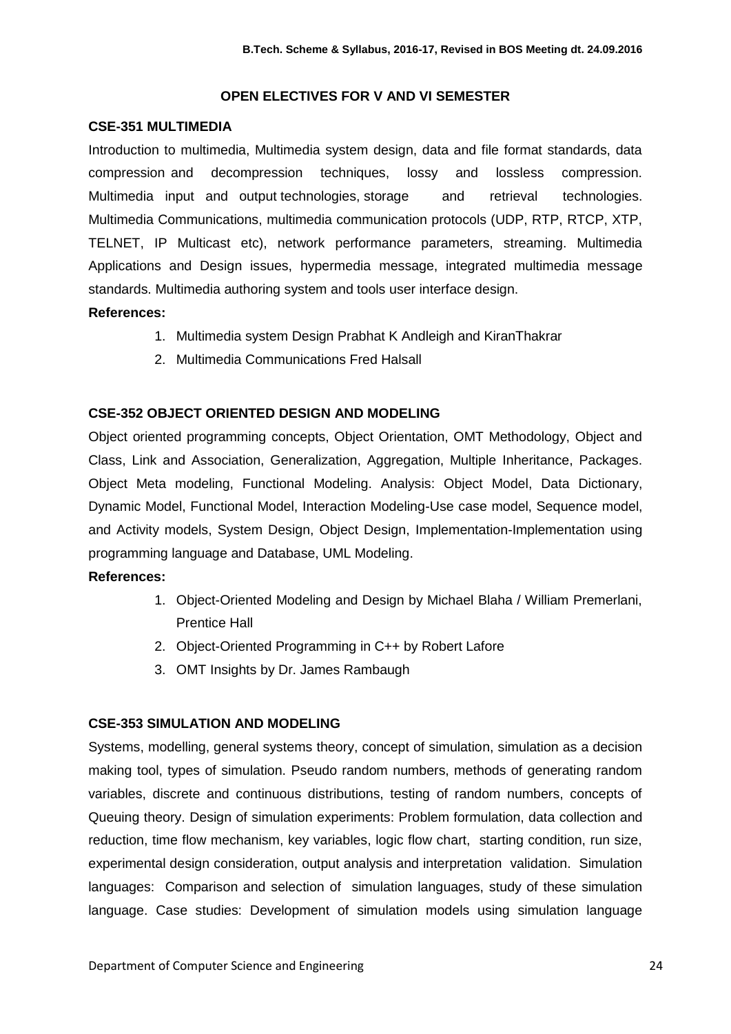## OPEN ELECTIVES FOR V AND VI SEMESTER

### CSE-351 MULTIMEDIA

Introduction to multimedia, Multimedia system design, data and file format standards, data compression and decompression techniques, lossy and lossless compression. Multimedia input and output technologies, storage and retrieval technologies. Multimedia Communications, multimedia communication protocols (UDP, RTP, RTCP, XTP, TELNET, IP Multicast etc), network performance parameters, streaming. Multimedia Applications and Design issues, hypermedia message, integrated multimedia message standards. Multimedia authoring system and tools user interface design.

**References:**

1. Multimedia system Design Prabhat K Andleigh and KiranThakrar
2. Multimedia Communications Fred Halsall

### CSE-352 OBJECT ORIENTED DESIGN AND MODELING

Object oriented programming concepts, Object Orientation, OMT Methodology, Object and Class, Link and Association, Generalization, Aggregation, Multiple Inheritance, Packages. Object Meta modeling, Functional Modeling. Analysis: Object Model, Data Dictionary, Dynamic Model, Functional Model, Interaction Modeling-Use case model, Sequence model, and Activity models, System Design, Object Design, Implementation-Implementation using programming language and Database, UML Modeling.

**References:**

1. Object-Oriented Modeling and Design by Michael Blaha / William Premerlani, Prentice Hall
2. Object-Oriented Programming in C++ by Robert Lafore
3. OMT Insights by Dr. James Rambaugh

### CSE-353 SIMULATION AND MODELING

Systems, modelling, general systems theory, concept of simulation, simulation as a decision making tool, types of simulation. Pseudo random numbers, methods of generating random variables, discrete and continuous distributions, testing of random numbers, concepts of Queuing theory. Design of simulation experiments: Problem formulation, data collection and reduction, time flow mechanism, key variables, logic flow chart, starting condition, run size, experimental design consideration, output analysis and interpretation validation. Simulation languages: Comparison and selection of simulation languages, study of these simulation language. Case studies: Development of simulation models using simulation language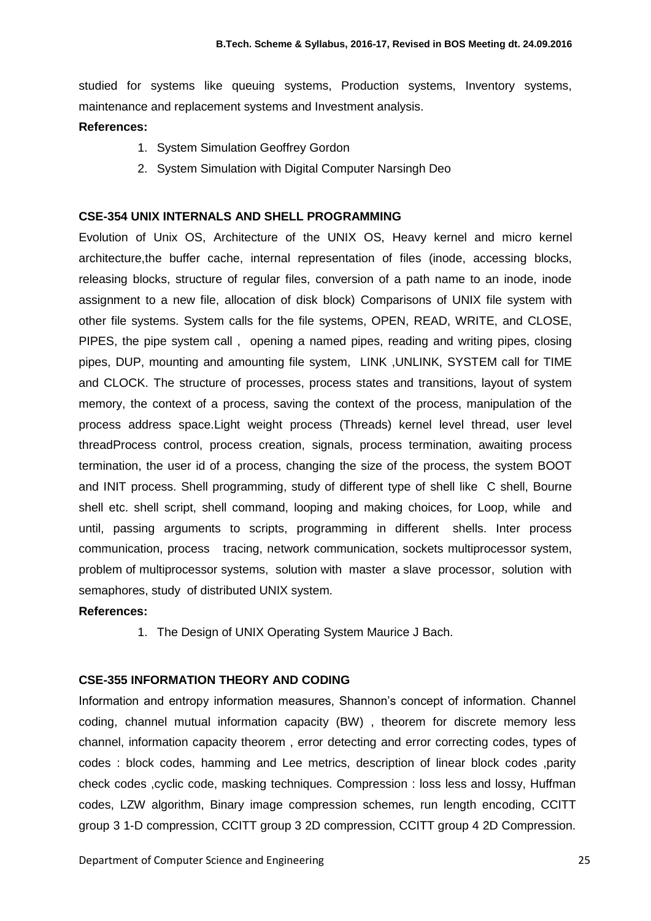studied for systems like queuing systems, Production systems, Inventory systems, maintenance and replacement systems and Investment analysis.

**References:**

1. System Simulation Geoffrey Gordon
2. System Simulation with Digital Computer Narsingh Deo

### CSE-354 UNIX INTERNALS AND SHELL PROGRAMMING

Evolution of Unix OS, Architecture of the UNIX OS, Heavy kernel and micro kernel architecture,the buffer cache, internal representation of files (inode, accessing blocks, releasing blocks, structure of regular files, conversion of a path name to an inode, inode assignment to a new file, allocation of disk block) Comparisons of UNIX file system with other file systems. System calls for the file systems, OPEN, READ, WRITE, and CLOSE, PIPES, the pipe system call , opening a named pipes, reading and writing pipes, closing pipes, DUP, mounting and amounting file system, LINK ,UNLINK, SYSTEM call for TIME and CLOCK. The structure of processes, process states and transitions, layout of system memory, the context of a process, saving the context of the process, manipulation of the process address space.Light weight process (Threads) kernel level thread, user level threadProcess control, process creation, signals, process termination, awaiting process termination, the user id of a process, changing the size of the process, the system BOOT and INIT process. Shell programming, study of different type of shell like C shell, Bourne shell etc. shell script, shell command, looping and making choices, for Loop, while and until, passing arguments to scripts, programming in different shells. Inter process communication, process tracing, network communication, sockets multiprocessor system, problem of multiprocessor systems, solution with master a slave processor, solution with semaphores, study of distributed UNIX system.

**References:**

1. The Design of UNIX Operating System Maurice J Bach.

### CSE-355 INFORMATION THEORY AND CODING

Information and entropy information measures, Shannon's concept of information. Channel coding, channel mutual information capacity (BW) , theorem for discrete memory less channel, information capacity theorem , error detecting and error correcting codes, types of codes : block codes, hamming and Lee metrics, description of linear block codes ,parity check codes ,cyclic code, masking techniques. Compression : loss less and lossy, Huffman codes, LZW algorithm, Binary image compression schemes, run length encoding, CCITT group 3 1-D compression, CCITT group 3 2D compression, CCITT group 4 2D Compression.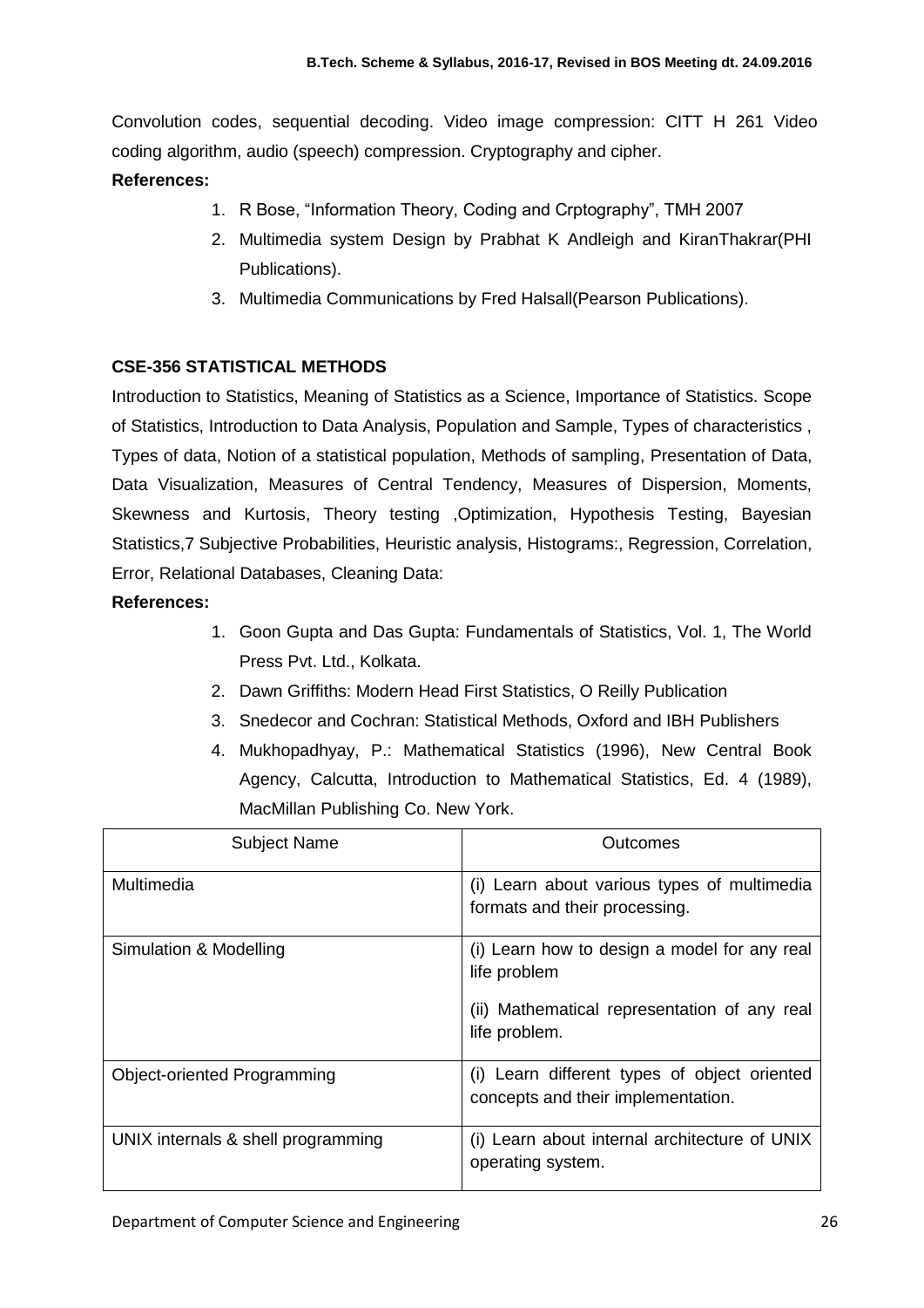Convolution codes, sequential decoding. Video image compression: CITT H 261 Video coding algorithm, audio (speech) compression. Cryptography and cipher.

**References:**

1. R Bose, "Information Theory, Coding and Crptography", TMH 2007
2. Multimedia system Design by Prabhat K Andleigh and KiranThakrar(PHI Publications).
3. Multimedia Communications by Fred Halsall(Pearson Publications).

**CSE-356 STATISTICAL METHODS**

Introduction to Statistics, Meaning of Statistics as a Science, Importance of Statistics. Scope of Statistics, Introduction to Data Analysis, Population and Sample, Types of characteristics , Types of data, Notion of a statistical population, Methods of sampling, Presentation of Data, Data Visualization, Measures of Central Tendency, Measures of Dispersion, Moments, Skewness and Kurtosis, Theory testing ,Optimization, Hypothesis Testing, Bayesian Statistics,7 Subjective Probabilities, Heuristic analysis, Histograms:, Regression, Correlation, Error, Relational Databases, Cleaning Data:

**References:**

1. Goon Gupta and Das Gupta: Fundamentals of Statistics, Vol. 1, The World Press Pvt. Ltd., Kolkata.
2. Dawn Griffiths: Modern Head First Statistics, O Reilly Publication
3. Snedecor and Cochran: Statistical Methods, Oxford and IBH Publishers
4. Mukhopadhyay, P.: Mathematical Statistics (1996), New Central Book Agency, Calcutta, Introduction to Mathematical Statistics, Ed. 4 (1989), MacMillan Publishing Co. New York.

| Subject Name | Outcomes |
|---|---|
| Multimedia | (i) Learn about various types of multimedia formats and their processing. |
| Simulation & Modelling | (i) Learn how to design a model for any real life problem<br>(ii) Mathematical representation of any real life problem. |
| Object-oriented Programming | (i) Learn different types of object oriented concepts and their implementation. |
| UNIX internals & shell programming | (i) Learn about internal architecture of UNIX operating system. |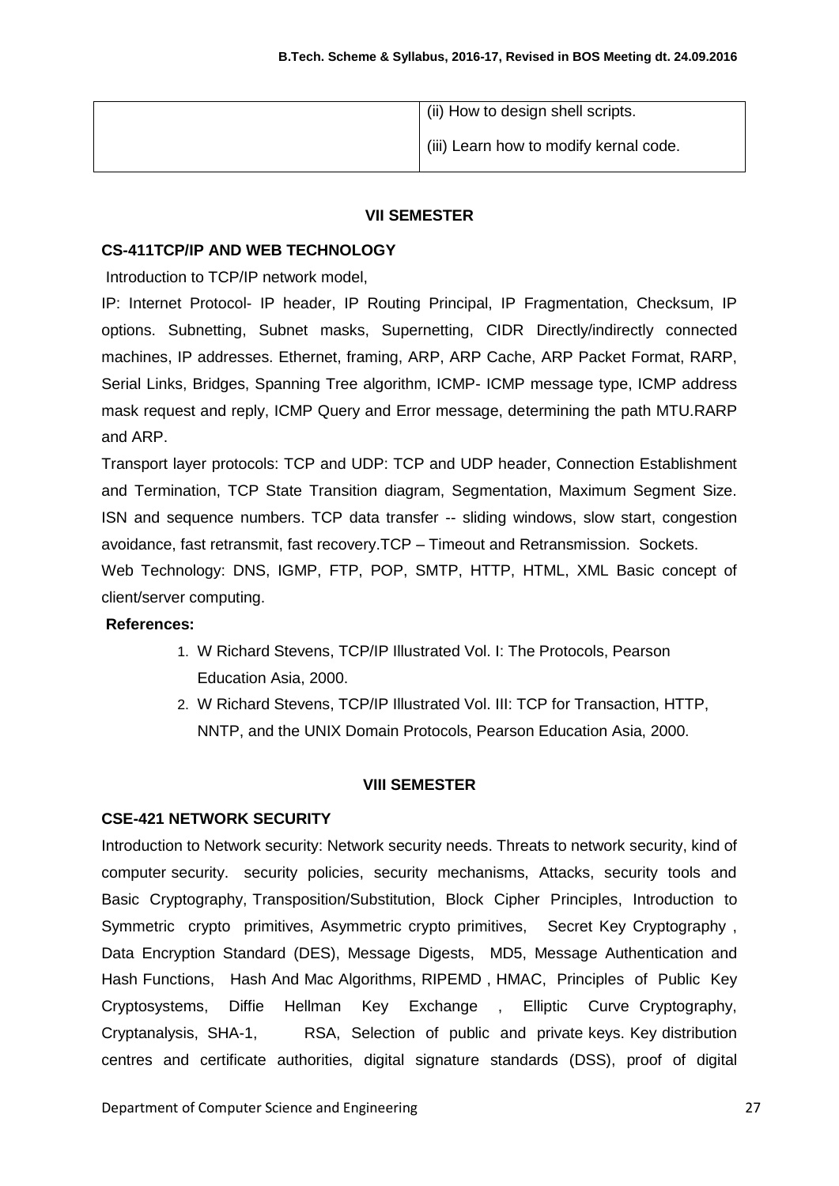| | (ii) How to design shell scripts.<br>(iii) Learn how to modify kernal code. |
|---|---|

## VII SEMESTER

### CS-411TCP/IP AND WEB TECHNOLOGY

Introduction to TCP/IP network model,

IP: Internet Protocol- IP header, IP Routing Principal, IP Fragmentation, Checksum, IP options. Subnetting, Subnet masks, Supernetting, CIDR Directly/indirectly connected machines, IP addresses. Ethernet, framing, ARP, ARP Cache, ARP Packet Format, RARP, Serial Links, Bridges, Spanning Tree algorithm, ICMP- ICMP message type, ICMP address mask request and reply, ICMP Query and Error message, determining the path MTU.RARP and ARP.

Transport layer protocols: TCP and UDP: TCP and UDP header, Connection Establishment and Termination, TCP State Transition diagram, Segmentation, Maximum Segment Size. ISN and sequence numbers. TCP data transfer -- sliding windows, slow start, congestion avoidance, fast retransmit, fast recovery.TCP – Timeout and Retransmission. Sockets.

Web Technology: DNS, IGMP, FTP, POP, SMTP, HTTP, HTML, XML Basic concept of client/server computing.

**References:**

1. W Richard Stevens, TCP/IP Illustrated Vol. I: The Protocols, Pearson Education Asia, 2000.
2. W Richard Stevens, TCP/IP Illustrated Vol. III: TCP for Transaction, HTTP, NNTP, and the UNIX Domain Protocols, Pearson Education Asia, 2000.

## VIII SEMESTER

### CSE-421 NETWORK SECURITY

Introduction to Network security: Network security needs. Threats to network security, kind of computer security. security policies, security mechanisms, Attacks, security tools and Basic Cryptography, Transposition/Substitution, Block Cipher Principles, Introduction to Symmetric crypto primitives, Asymmetric crypto primitives, Secret Key Cryptography , Data Encryption Standard (DES), Message Digests, MD5, Message Authentication and Hash Functions, Hash And Mac Algorithms, RIPEMD , HMAC, Principles of Public Key Cryptosystems, Diffie Hellman Key Exchange , Elliptic Curve Cryptography, Cryptanalysis, SHA-1, RSA, Selection of public and private keys. Key distribution centres and certificate authorities, digital signature standards (DSS), proof of digital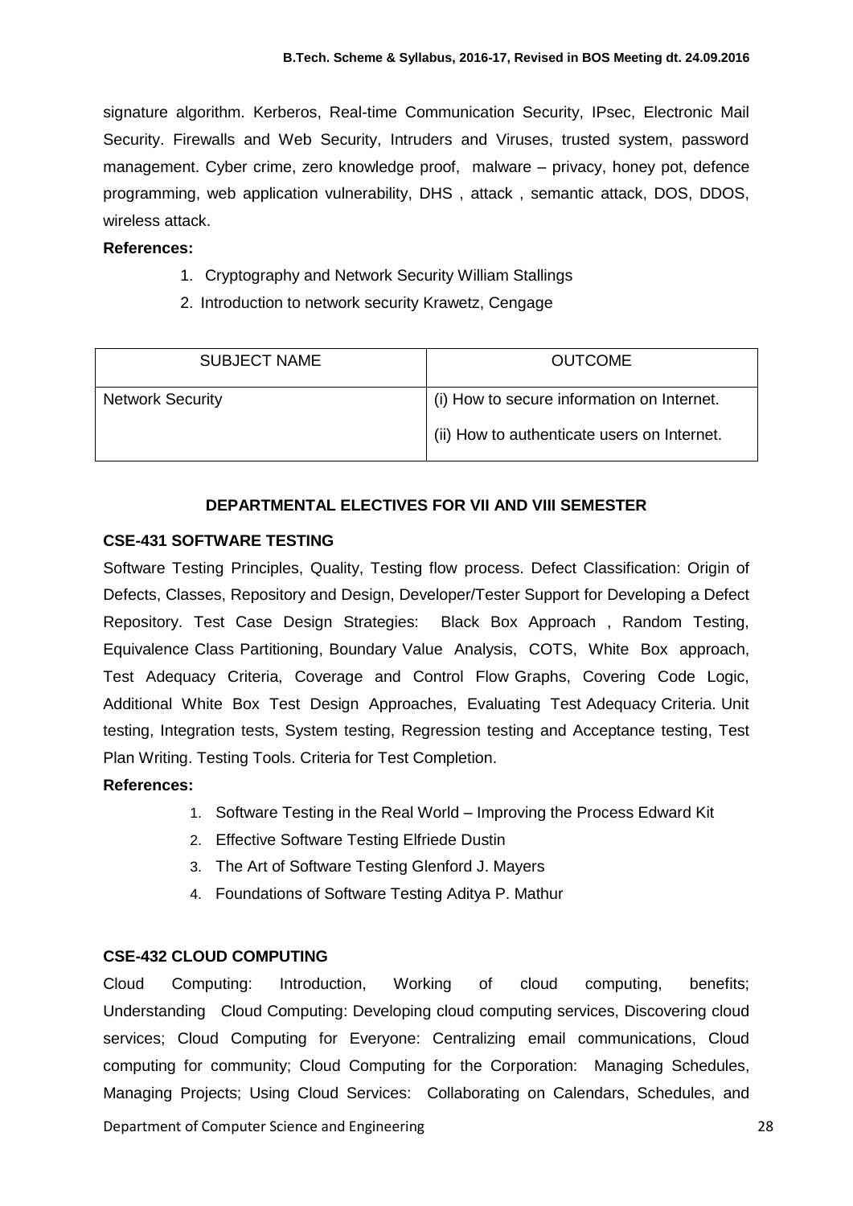signature algorithm. Kerberos, Real-time Communication Security, IPsec, Electronic Mail Security. Firewalls and Web Security, Intruders and Viruses, trusted system, password management. Cyber crime, zero knowledge proof, malware – privacy, honey pot, defence programming, web application vulnerability, DHS , attack , semantic attack, DOS, DDOS, wireless attack.

**References:**

1. Cryptography and Network Security William Stallings
2. Introduction to network security Krawetz, Cengage

| SUBJECT NAME | OUTCOME |
|---|---|
| Network Security | (i) How to secure information on Internet.<br>(ii) How to authenticate users on Internet. |

### DEPARTMENTAL ELECTIVES FOR VII AND VIII SEMESTER

**CSE-431 SOFTWARE TESTING**

Software Testing Principles, Quality, Testing flow process. Defect Classification: Origin of Defects, Classes, Repository and Design, Developer/Tester Support for Developing a Defect Repository. Test Case Design Strategies: Black Box Approach , Random Testing, Equivalence Class Partitioning, Boundary Value Analysis, COTS, White Box approach, Test Adequacy Criteria, Coverage and Control Flow Graphs, Covering Code Logic, Additional White Box Test Design Approaches, Evaluating Test Adequacy Criteria. Unit testing, Integration tests, System testing, Regression testing and Acceptance testing, Test Plan Writing. Testing Tools. Criteria for Test Completion.

**References:**

1. Software Testing in the Real World – Improving the Process Edward Kit
2. Effective Software Testing Elfriede Dustin
3. The Art of Software Testing Glenford J. Mayers
4. Foundations of Software Testing Aditya P. Mathur

**CSE-432 CLOUD COMPUTING**

Cloud Computing: Introduction, Working of cloud computing, benefits; Understanding Cloud Computing: Developing cloud computing services, Discovering cloud services; Cloud Computing for Everyone: Centralizing email communications, Cloud computing for community; Cloud Computing for the Corporation: Managing Schedules, Managing Projects; Using Cloud Services: Collaborating on Calendars, Schedules, and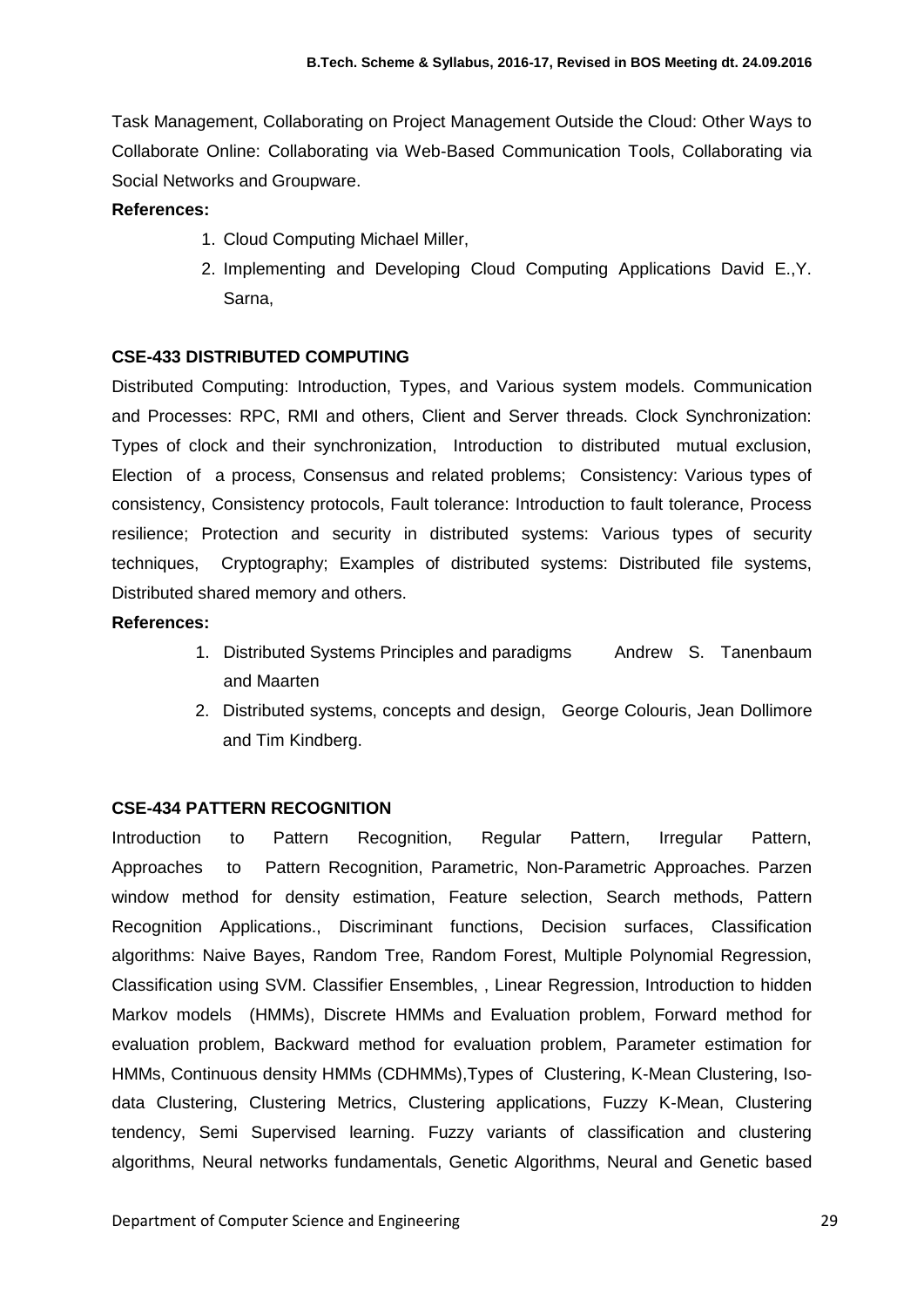Task Management, Collaborating on Project Management Outside the Cloud: Other Ways to Collaborate Online: Collaborating via Web-Based Communication Tools, Collaborating via Social Networks and Groupware.

**References:**

1. Cloud Computing Michael Miller,
2. Implementing and Developing Cloud Computing Applications David E.,Y. Sarna,

### CSE-433 DISTRIBUTED COMPUTING

Distributed Computing: Introduction, Types, and Various system models. Communication and Processes: RPC, RMI and others, Client and Server threads. Clock Synchronization: Types of clock and their synchronization, Introduction to distributed mutual exclusion, Election of a process, Consensus and related problems; Consistency: Various types of consistency, Consistency protocols, Fault tolerance: Introduction to fault tolerance, Process resilience; Protection and security in distributed systems: Various types of security techniques, Cryptography; Examples of distributed systems: Distributed file systems, Distributed shared memory and others.

**References:**

1. Distributed Systems Principles and paradigms Andrew S. Tanenbaum and Maarten
2. Distributed systems, concepts and design, George Colouris, Jean Dollimore and Tim Kindberg.

### CSE-434 PATTERN RECOGNITION

Introduction to Pattern Recognition, Regular Pattern, Irregular Pattern, Approaches to Pattern Recognition, Parametric, Non-Parametric Approaches. Parzen window method for density estimation, Feature selection, Search methods, Pattern Recognition Applications., Discriminant functions, Decision surfaces, Classification algorithms: Naive Bayes, Random Tree, Random Forest, Multiple Polynomial Regression, Classification using SVM. Classifier Ensembles, , Linear Regression, Introduction to hidden Markov models (HMMs), Discrete HMMs and Evaluation problem, Forward method for evaluation problem, Backward method for evaluation problem, Parameter estimation for HMMs, Continuous density HMMs (CDHMMs),Types of Clustering, K-Mean Clustering, Iso-data Clustering, Clustering Metrics, Clustering applications, Fuzzy K-Mean, Clustering tendency, Semi Supervised learning. Fuzzy variants of classification and clustering algorithms, Neural networks fundamentals, Genetic Algorithms, Neural and Genetic based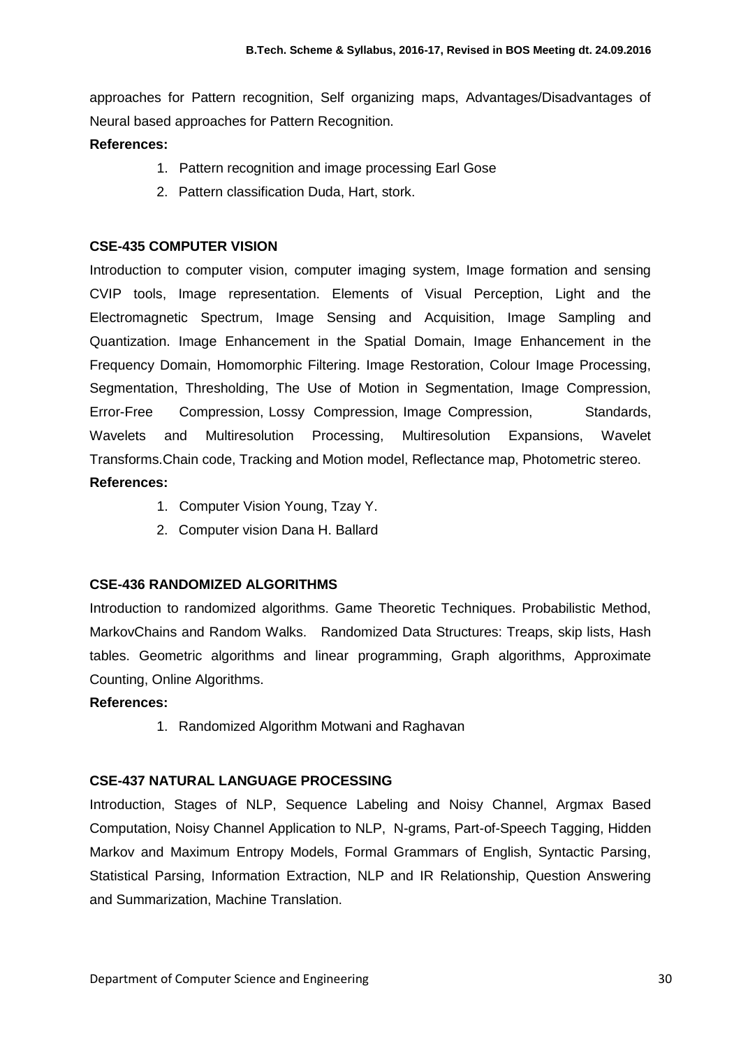approaches for Pattern recognition, Self organizing maps, Advantages/Disadvantages of Neural based approaches for Pattern Recognition.

**References:**

1. Pattern recognition and image processing Earl Gose
2. Pattern classification Duda, Hart, stork.

### CSE-435 COMPUTER VISION

Introduction to computer vision, computer imaging system, Image formation and sensing CVIP tools, Image representation. Elements of Visual Perception, Light and the Electromagnetic Spectrum, Image Sensing and Acquisition, Image Sampling and Quantization. Image Enhancement in the Spatial Domain, Image Enhancement in the Frequency Domain, Homomorphic Filtering. Image Restoration, Colour Image Processing, Segmentation, Thresholding, The Use of Motion in Segmentation, Image Compression, Error-Free Compression, Lossy Compression, Image Compression, Standards, Wavelets and Multiresolution Processing, Multiresolution Expansions, Wavelet Transforms.Chain code, Tracking and Motion model, Reflectance map, Photometric stereo.

**References:**

1. Computer Vision Young, Tzay Y.
2. Computer vision Dana H. Ballard

### CSE-436 RANDOMIZED ALGORITHMS

Introduction to randomized algorithms. Game Theoretic Techniques. Probabilistic Method, MarkovChains and Random Walks. Randomized Data Structures: Treaps, skip lists, Hash tables. Geometric algorithms and linear programming, Graph algorithms, Approximate Counting, Online Algorithms.

**References:**

1. Randomized Algorithm Motwani and Raghavan

### CSE-437 NATURAL LANGUAGE PROCESSING

Introduction, Stages of NLP, Sequence Labeling and Noisy Channel, Argmax Based Computation, Noisy Channel Application to NLP, N-grams, Part-of-Speech Tagging, Hidden Markov and Maximum Entropy Models, Formal Grammars of English, Syntactic Parsing, Statistical Parsing, Information Extraction, NLP and IR Relationship, Question Answering and Summarization, Machine Translation.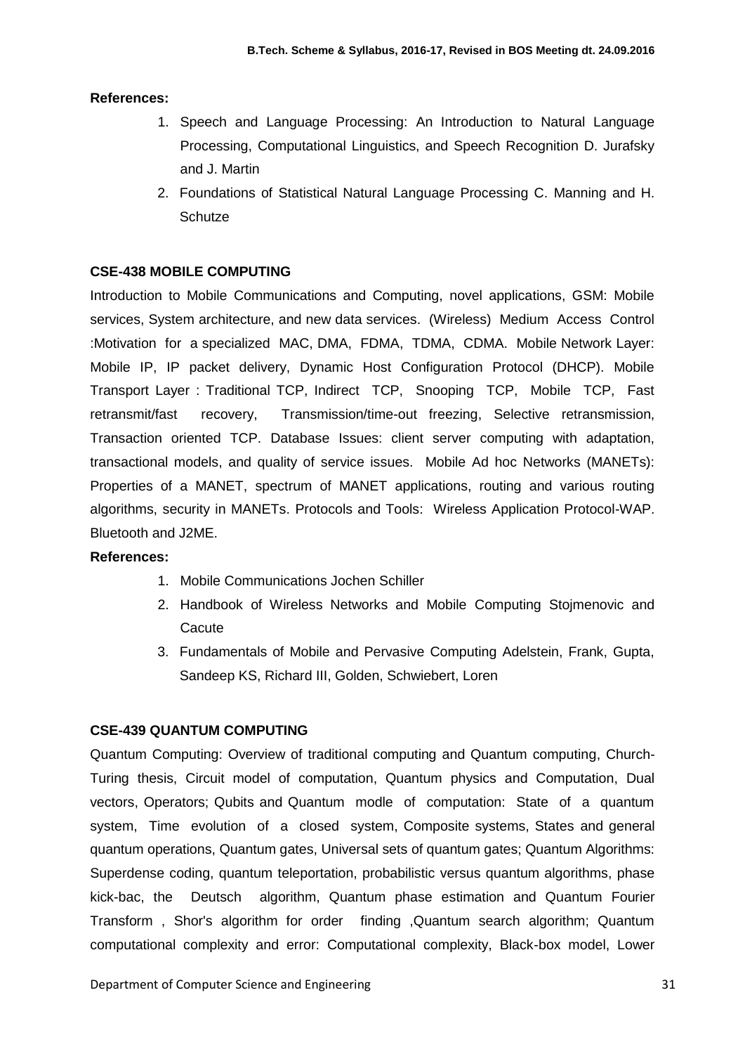**References:**

1. Speech and Language Processing: An Introduction to Natural Language Processing, Computational Linguistics, and Speech Recognition D. Jurafsky and J. Martin
2. Foundations of Statistical Natural Language Processing C. Manning and H. Schutze

**CSE-438 MOBILE COMPUTING**

Introduction to Mobile Communications and Computing, novel applications, GSM: Mobile services, System architecture, and new data services. (Wireless) Medium Access Control :Motivation for a specialized MAC, DMA, FDMA, TDMA, CDMA. Mobile Network Layer: Mobile IP, IP packet delivery, Dynamic Host Configuration Protocol (DHCP). Mobile Transport Layer : Traditional TCP, Indirect TCP, Snooping TCP, Mobile TCP, Fast retransmit/fast recovery, Transmission/time-out freezing, Selective retransmission, Transaction oriented TCP. Database Issues: client server computing with adaptation, transactional models, and quality of service issues. Mobile Ad hoc Networks (MANETs): Properties of a MANET, spectrum of MANET applications, routing and various routing algorithms, security in MANETs. Protocols and Tools: Wireless Application Protocol-WAP. Bluetooth and J2ME.

**References:**

1. Mobile Communications Jochen Schiller
2. Handbook of Wireless Networks and Mobile Computing Stojmenovic and Cacute
3. Fundamentals of Mobile and Pervasive Computing Adelstein, Frank, Gupta, Sandeep KS, Richard III, Golden, Schwiebert, Loren

**CSE-439 QUANTUM COMPUTING**

Quantum Computing: Overview of traditional computing and Quantum computing, Church-Turing thesis, Circuit model of computation, Quantum physics and Computation, Dual vectors, Operators; Qubits and Quantum modle of computation: State of a quantum system, Time evolution of a closed system, Composite systems, States and general quantum operations, Quantum gates, Universal sets of quantum gates; Quantum Algorithms: Superdense coding, quantum teleportation, probabilistic versus quantum algorithms, phase kick-bac, the Deutsch algorithm, Quantum phase estimation and Quantum Fourier Transform , Shor's algorithm for order finding ,Quantum search algorithm; Quantum computational complexity and error: Computational complexity, Black-box model, Lower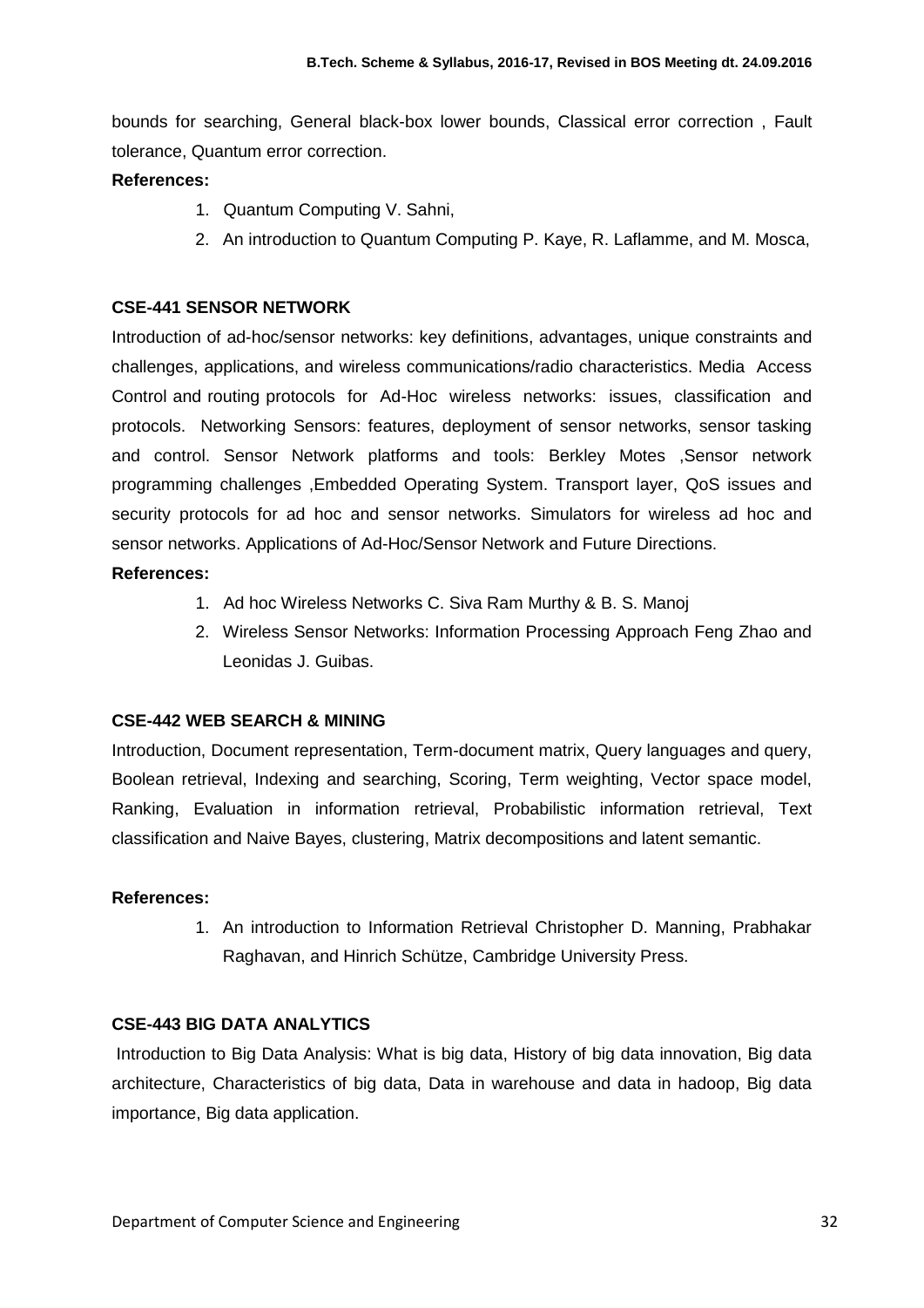bounds for searching, General black-box lower bounds, Classical error correction , Fault tolerance, Quantum error correction.

**References:**

1. Quantum Computing V. Sahni,
2. An introduction to Quantum Computing P. Kaye, R. Laflamme, and M. Mosca,

### CSE-441 SENSOR NETWORK

Introduction of ad-hoc/sensor networks: key definitions, advantages, unique constraints and challenges, applications, and wireless communications/radio characteristics. Media Access Control and routing protocols for Ad-Hoc wireless networks: issues, classification and protocols. Networking Sensors: features, deployment of sensor networks, sensor tasking and control. Sensor Network platforms and tools: Berkley Motes ,Sensor network programming challenges ,Embedded Operating System. Transport layer, QoS issues and security protocols for ad hoc and sensor networks. Simulators for wireless ad hoc and sensor networks. Applications of Ad-Hoc/Sensor Network and Future Directions.

**References:**

1. Ad hoc Wireless Networks C. Siva Ram Murthy & B. S. Manoj
2. Wireless Sensor Networks: Information Processing Approach Feng Zhao and Leonidas J. Guibas.

### CSE-442 WEB SEARCH & MINING

Introduction, Document representation, Term-document matrix, Query languages and query, Boolean retrieval, Indexing and searching, Scoring, Term weighting, Vector space model, Ranking, Evaluation in information retrieval, Probabilistic information retrieval, Text classification and Naive Bayes, clustering, Matrix decompositions and latent semantic.

**References:**

1. An introduction to Information Retrieval Christopher D. Manning, Prabhakar Raghavan, and Hinrich Schütze, Cambridge University Press.

### CSE-443 BIG DATA ANALYTICS

Introduction to Big Data Analysis: What is big data, History of big data innovation, Big data architecture, Characteristics of big data, Data in warehouse and data in hadoop, Big data importance, Big data application.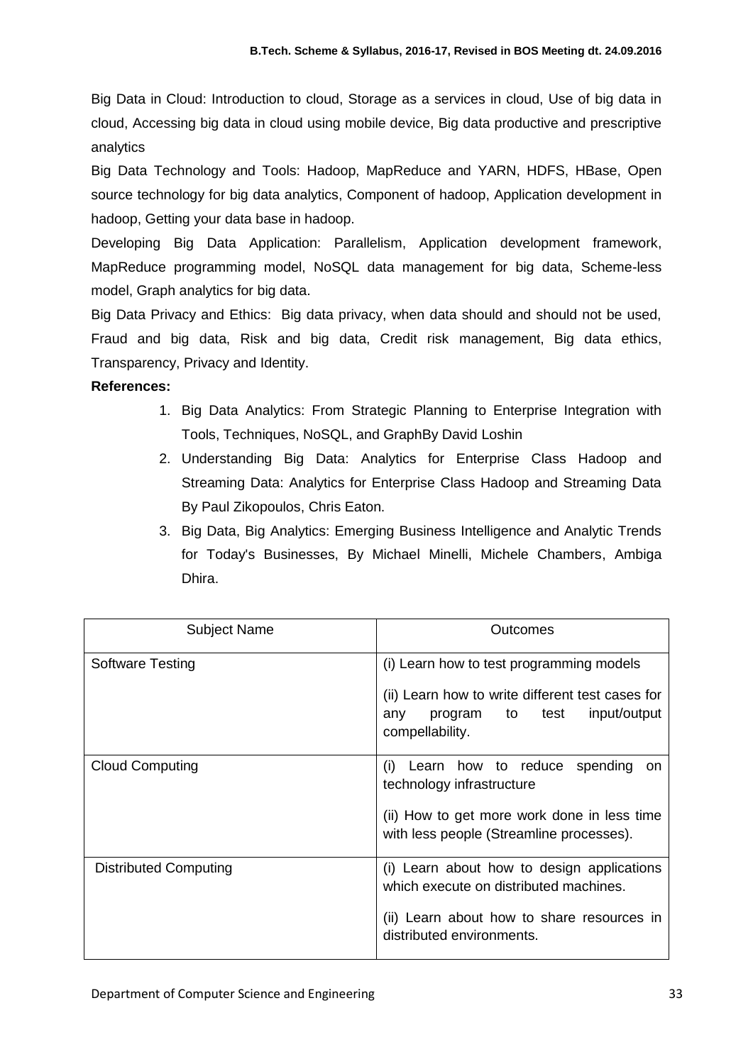Big Data in Cloud: Introduction to cloud, Storage as a services in cloud, Use of big data in cloud, Accessing big data in cloud using mobile device, Big data productive and prescriptive analytics

Big Data Technology and Tools: Hadoop, MapReduce and YARN, HDFS, HBase, Open source technology for big data analytics, Component of hadoop, Application development in hadoop, Getting your data base in hadoop.

Developing Big Data Application: Parallelism, Application development framework, MapReduce programming model, NoSQL data management for big data, Scheme-less model, Graph analytics for big data.

Big Data Privacy and Ethics: Big data privacy, when data should and should not be used, Fraud and big data, Risk and big data, Credit risk management, Big data ethics, Transparency, Privacy and Identity.

**References:**

1. Big Data Analytics: From Strategic Planning to Enterprise Integration with Tools, Techniques, NoSQL, and GraphBy David Loshin
2. Understanding Big Data: Analytics for Enterprise Class Hadoop and Streaming Data: Analytics for Enterprise Class Hadoop and Streaming Data By Paul Zikopoulos, Chris Eaton.
3. Big Data, Big Analytics: Emerging Business Intelligence and Analytic Trends for Today's Businesses, By Michael Minelli, Michele Chambers, Ambiga Dhira.

| Subject Name | Outcomes |
| --- | --- |
| Software Testing | (i) Learn how to test programming models<br>(ii) Learn how to write different test cases for any program to test input/output compellability. |
| Cloud Computing | (i) Learn how to reduce spending on technology infrastructure<br>(ii) How to get more work done in less time with less people (Streamline processes). |
| Distributed Computing | (i) Learn about how to design applications which execute on distributed machines.<br>(ii) Learn about how to share resources in distributed environments. |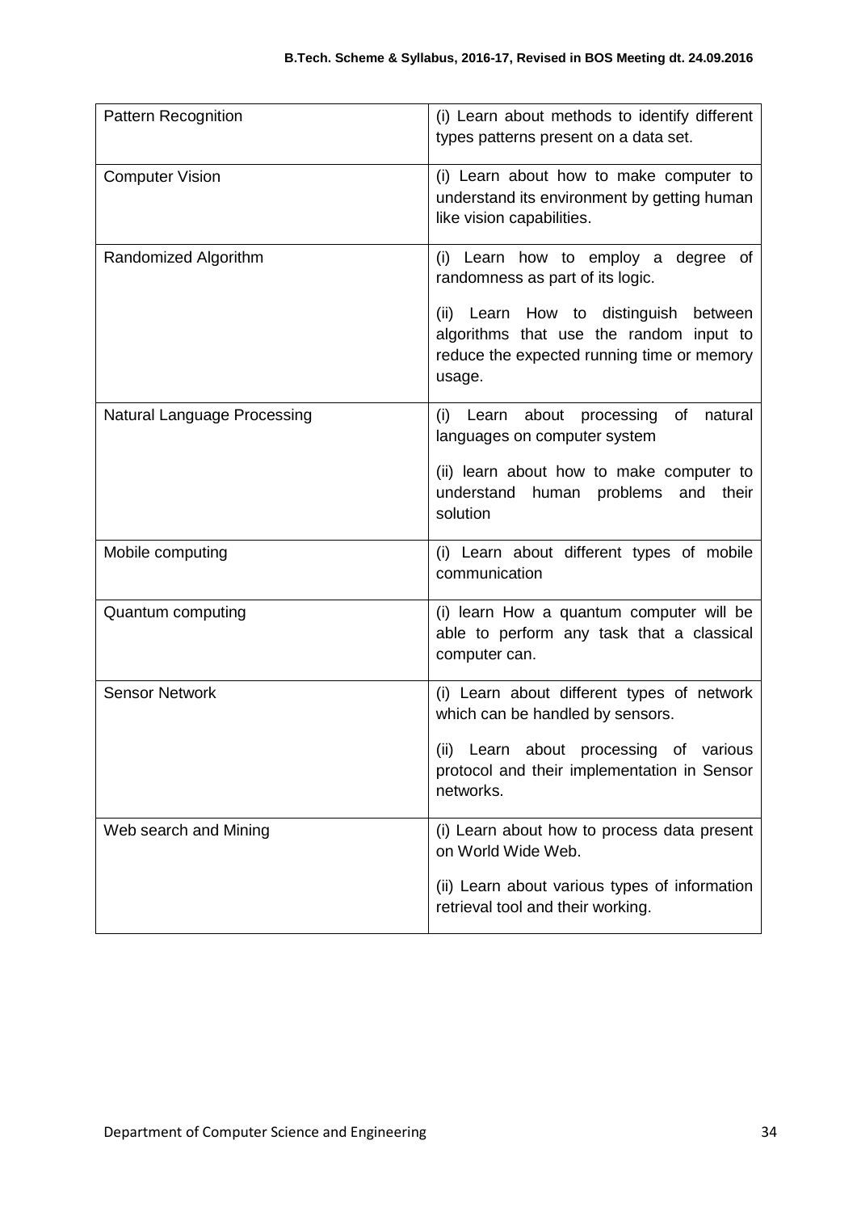| Pattern Recognition | (i) Learn about methods to identify different types patterns present on a data set. |
|---|---|
| Computer Vision | (i) Learn about how to make computer to understand its environment by getting human like vision capabilities. |
| Randomized Algorithm | (i) Learn how to employ a degree of randomness as part of its logic.<br><br>(ii) Learn How to distinguish between algorithms that use the random input to reduce the expected running time or memory usage. |
| Natural Language Processing | (i) Learn about processing of natural languages on computer system<br><br>(ii) learn about how to make computer to understand human problems and their solution |
| Mobile computing | (i) Learn about different types of mobile communication |
| Quantum computing | (i) learn How a quantum computer will be able to perform any task that a classical computer can. |
| Sensor Network | (i) Learn about different types of network which can be handled by sensors.<br><br>(ii) Learn about processing of various protocol and their implementation in Sensor networks. |
| Web search and Mining | (i) Learn about how to process data present on World Wide Web.<br><br>(ii) Learn about various types of information retrieval tool and their working. |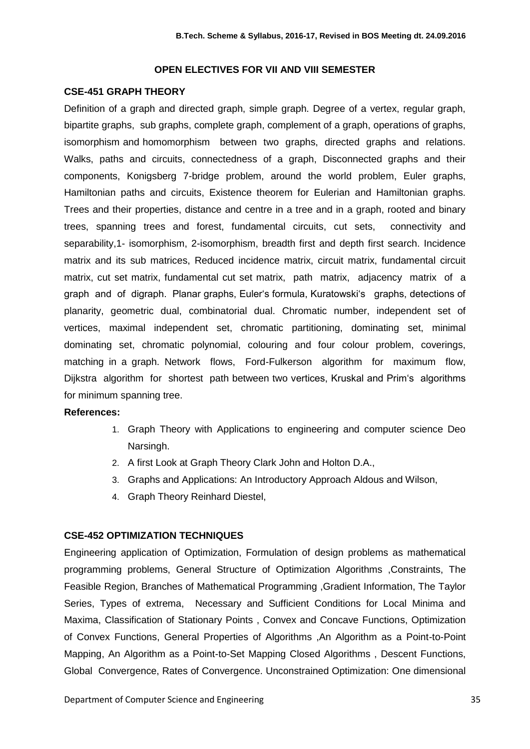## OPEN ELECTIVES FOR VII AND VIII SEMESTER

### CSE-451 GRAPH THEORY

Definition of a graph and directed graph, simple graph. Degree of a vertex, regular graph, bipartite graphs, sub graphs, complete graph, complement of a graph, operations of graphs, isomorphism and homomorphism between two graphs, directed graphs and relations. Walks, paths and circuits, connectedness of a graph, Disconnected graphs and their components, Konigsberg 7-bridge problem, around the world problem, Euler graphs, Hamiltonian paths and circuits, Existence theorem for Eulerian and Hamiltonian graphs. Trees and their properties, distance and centre in a tree and in a graph, rooted and binary trees, spanning trees and forest, fundamental circuits, cut sets, connectivity and separability,1- isomorphism, 2-isomorphism, breadth first and depth first search. Incidence matrix and its sub matrices, Reduced incidence matrix, circuit matrix, fundamental circuit matrix, cut set matrix, fundamental cut set matrix, path matrix, adjacency matrix of a graph and of digraph. Planar graphs, Euler's formula, Kuratowski's graphs, detections of planarity, geometric dual, combinatorial dual. Chromatic number, independent set of vertices, maximal independent set, chromatic partitioning, dominating set, minimal dominating set, chromatic polynomial, colouring and four colour problem, coverings, matching in a graph. Network flows, Ford-Fulkerson algorithm for maximum flow, Dijkstra algorithm for shortest path between two vertices, Kruskal and Prim's algorithms for minimum spanning tree.

**References:**

1. Graph Theory with Applications to engineering and computer science Deo Narsingh.
2. A first Look at Graph Theory Clark John and Holton D.A.,
3. Graphs and Applications: An Introductory Approach Aldous and Wilson,
4. Graph Theory Reinhard Diestel,

### CSE-452 OPTIMIZATION TECHNIQUES

Engineering application of Optimization, Formulation of design problems as mathematical programming problems, General Structure of Optimization Algorithms ,Constraints, The Feasible Region, Branches of Mathematical Programming ,Gradient Information, The Taylor Series, Types of extrema, Necessary and Sufficient Conditions for Local Minima and Maxima, Classification of Stationary Points , Convex and Concave Functions, Optimization of Convex Functions, General Properties of Algorithms ,An Algorithm as a Point-to-Point Mapping, An Algorithm as a Point-to-Set Mapping Closed Algorithms , Descent Functions, Global Convergence, Rates of Convergence. Unconstrained Optimization: One dimensional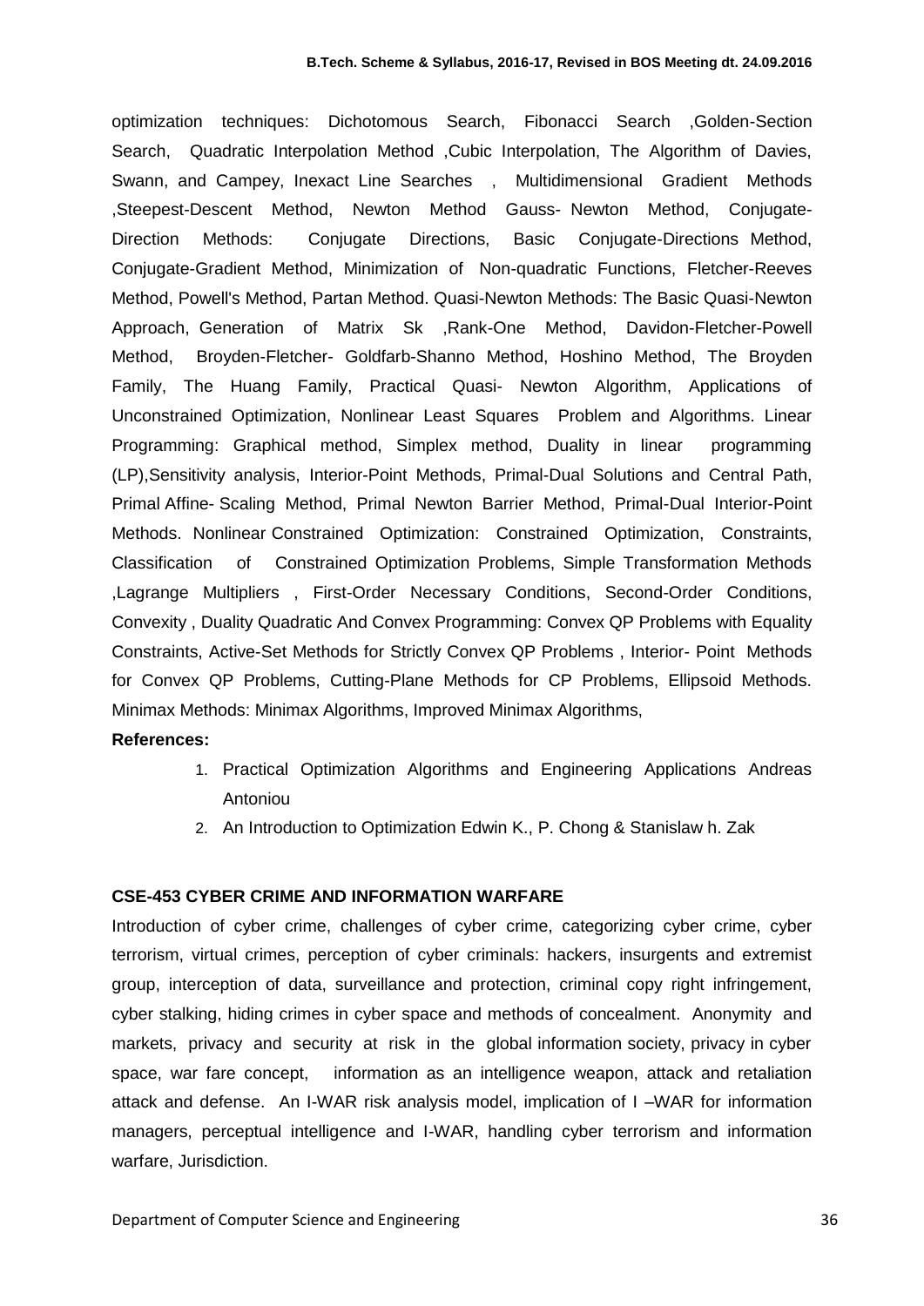optimization techniques: Dichotomous Search, Fibonacci Search ,Golden-Section Search, Quadratic Interpolation Method ,Cubic Interpolation, The Algorithm of Davies, Swann, and Campey, Inexact Line Searches , Multidimensional Gradient Methods ,Steepest-Descent Method, Newton Method Gauss- Newton Method, Conjugate-Direction Methods: Conjugate Directions, Basic Conjugate-Directions Method, Conjugate-Gradient Method, Minimization of Non-quadratic Functions, Fletcher-Reeves Method, Powell's Method, Partan Method. Quasi-Newton Methods: The Basic Quasi-Newton Approach, Generation of Matrix Sk ,Rank-One Method, Davidon-Fletcher-Powell Method, Broyden-Fletcher- Goldfarb-Shanno Method, Hoshino Method, The Broyden Family, The Huang Family, Practical Quasi- Newton Algorithm, Applications of Unconstrained Optimization, Nonlinear Least Squares Problem and Algorithms. Linear Programming: Graphical method, Simplex method, Duality in linear programming (LP),Sensitivity analysis, Interior-Point Methods, Primal-Dual Solutions and Central Path, Primal Affine- Scaling Method, Primal Newton Barrier Method, Primal-Dual Interior-Point Methods. Nonlinear Constrained Optimization: Constrained Optimization, Constraints, Classification of Constrained Optimization Problems, Simple Transformation Methods ,Lagrange Multipliers , First-Order Necessary Conditions, Second-Order Conditions, Convexity , Duality Quadratic And Convex Programming: Convex QP Problems with Equality Constraints, Active-Set Methods for Strictly Convex QP Problems , Interior- Point Methods for Convex QP Problems, Cutting-Plane Methods for CP Problems, Ellipsoid Methods. Minimax Methods: Minimax Algorithms, Improved Minimax Algorithms,

**References:**

1. Practical Optimization Algorithms and Engineering Applications Andreas Antoniou
2. An Introduction to Optimization Edwin K., P. Chong & Stanislaw h. Zak

### CSE-453 CYBER CRIME AND INFORMATION WARFARE

Introduction of cyber crime, challenges of cyber crime, categorizing cyber crime, cyber terrorism, virtual crimes, perception of cyber criminals: hackers, insurgents and extremist group, interception of data, surveillance and protection, criminal copy right infringement, cyber stalking, hiding crimes in cyber space and methods of concealment. Anonymity and markets, privacy and security at risk in the global information society, privacy in cyber space, war fare concept, information as an intelligence weapon, attack and retaliation attack and defense. An I-WAR risk analysis model, implication of I –WAR for information managers, perceptual intelligence and I-WAR, handling cyber terrorism and information warfare, Jurisdiction.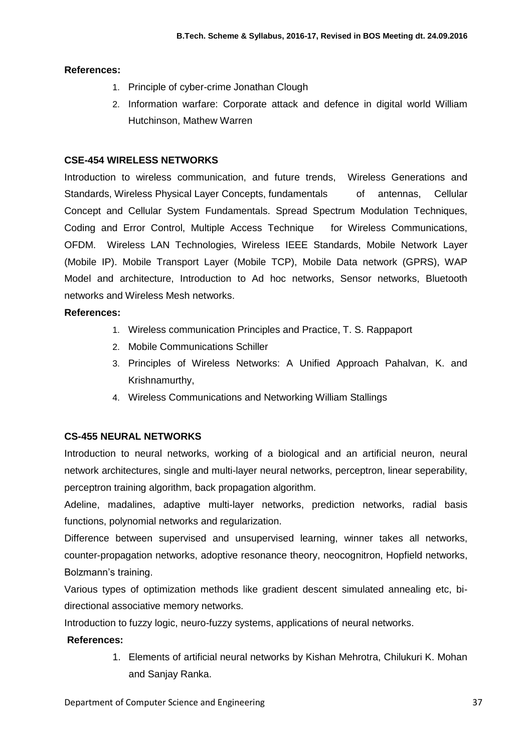**References:**

1. Principle of cyber-crime Jonathan Clough
2. Information warfare: Corporate attack and defence in digital world William Hutchinson, Mathew Warren

### CSE-454 WIRELESS NETWORKS

Introduction to wireless communication, and future trends, Wireless Generations and Standards, Wireless Physical Layer Concepts, fundamentals of antennas, Cellular Concept and Cellular System Fundamentals. Spread Spectrum Modulation Techniques, Coding and Error Control, Multiple Access Technique for Wireless Communications, OFDM. Wireless LAN Technologies, Wireless IEEE Standards, Mobile Network Layer (Mobile IP). Mobile Transport Layer (Mobile TCP), Mobile Data network (GPRS), WAP Model and architecture, Introduction to Ad hoc networks, Sensor networks, Bluetooth networks and Wireless Mesh networks.

**References:**

1. Wireless communication Principles and Practice, T. S. Rappaport
2. Mobile Communications Schiller
3. Principles of Wireless Networks: A Unified Approach Pahalvan, K. and Krishnamurthy,
4. Wireless Communications and Networking William Stallings

### CS-455 NEURAL NETWORKS

Introduction to neural networks, working of a biological and an artificial neuron, neural network architectures, single and multi-layer neural networks, perceptron, linear seperability, perceptron training algorithm, back propagation algorithm.

Adeline, madalines, adaptive multi-layer networks, prediction networks, radial basis functions, polynomial networks and regularization.

Difference between supervised and unsupervised learning, winner takes all networks, counter-propagation networks, adoptive resonance theory, neocognitron, Hopfield networks, Bolzmann's training.

Various types of optimization methods like gradient descent simulated annealing etc, bi-directional associative memory networks.

Introduction to fuzzy logic, neuro-fuzzy systems, applications of neural networks.

**References:**

1. Elements of artificial neural networks by Kishan Mehrotra, Chilukuri K. Mohan and Sanjay Ranka.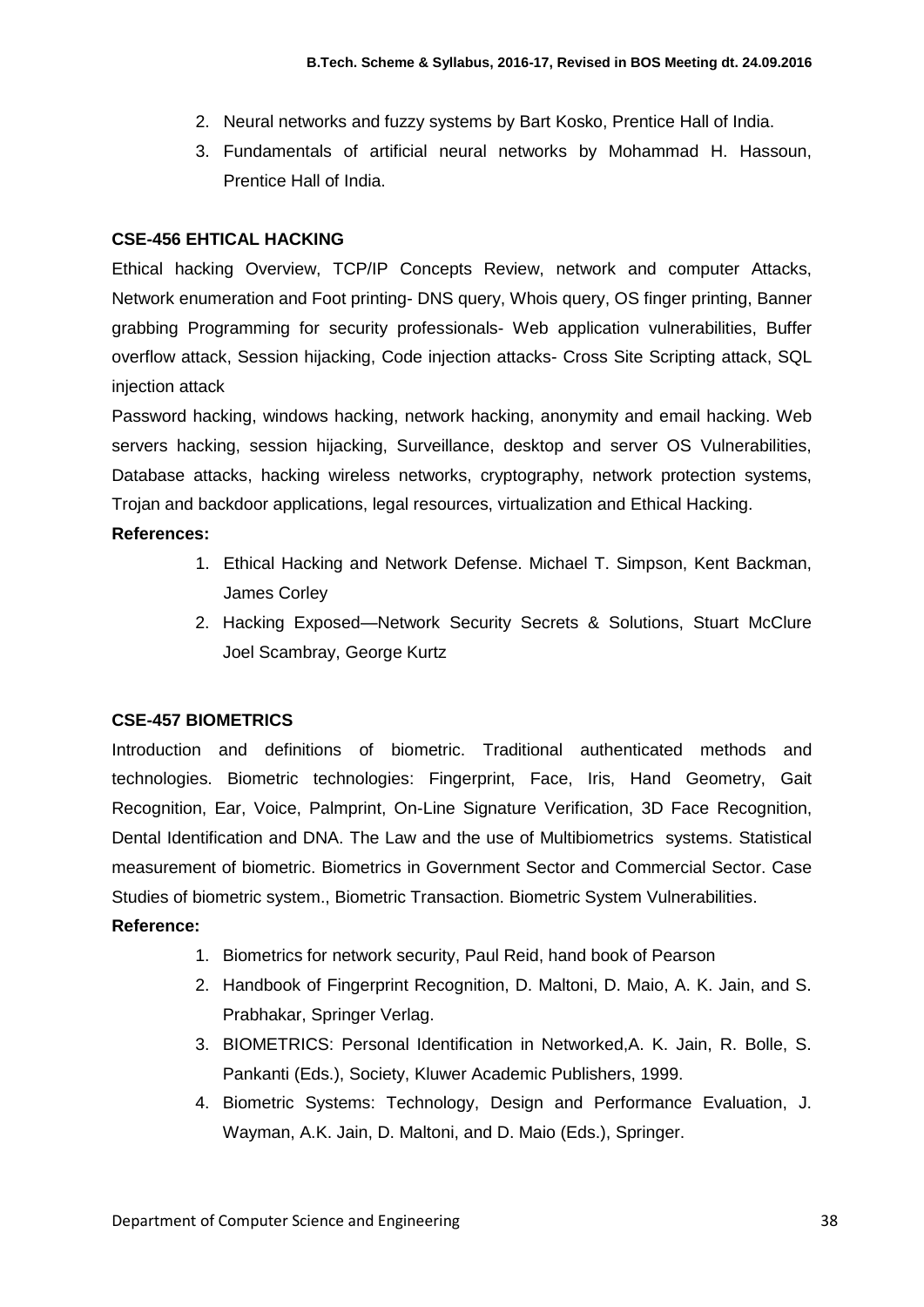2. Neural networks and fuzzy systems by Bart Kosko, Prentice Hall of India.
3. Fundamentals of artificial neural networks by Mohammad H. Hassoun, Prentice Hall of India.

**CSE-456 EHTICAL HACKING**

Ethical hacking Overview, TCP/IP Concepts Review, network and computer Attacks, Network enumeration and Foot printing- DNS query, Whois query, OS finger printing, Banner grabbing Programming for security professionals- Web application vulnerabilities, Buffer overflow attack, Session hijacking, Code injection attacks- Cross Site Scripting attack, SQL injection attack

Password hacking, windows hacking, network hacking, anonymity and email hacking. Web servers hacking, session hijacking, Surveillance, desktop and server OS Vulnerabilities, Database attacks, hacking wireless networks, cryptography, network protection systems, Trojan and backdoor applications, legal resources, virtualization and Ethical Hacking.

**References:**

1. Ethical Hacking and Network Defense. Michael T. Simpson, Kent Backman, James Corley
2. Hacking Exposed—Network Security Secrets & Solutions, Stuart McClure Joel Scambray, George Kurtz

**CSE-457 BIOMETRICS**

Introduction and definitions of biometric. Traditional authenticated methods and technologies. Biometric technologies: Fingerprint, Face, Iris, Hand Geometry, Gait Recognition, Ear, Voice, Palmprint, On-Line Signature Verification, 3D Face Recognition, Dental Identification and DNA. The Law and the use of Multibiometrics systems. Statistical measurement of biometric. Biometrics in Government Sector and Commercial Sector. Case Studies of biometric system., Biometric Transaction. Biometric System Vulnerabilities.

**Reference:**

1. Biometrics for network security, Paul Reid, hand book of Pearson
2. Handbook of Fingerprint Recognition, D. Maltoni, D. Maio, A. K. Jain, and S. Prabhakar, Springer Verlag.
3. BIOMETRICS: Personal Identification in Networked,A. K. Jain, R. Bolle, S. Pankanti (Eds.), Society, Kluwer Academic Publishers, 1999.
4. Biometric Systems: Technology, Design and Performance Evaluation, J. Wayman, A.K. Jain, D. Maltoni, and D. Maio (Eds.), Springer.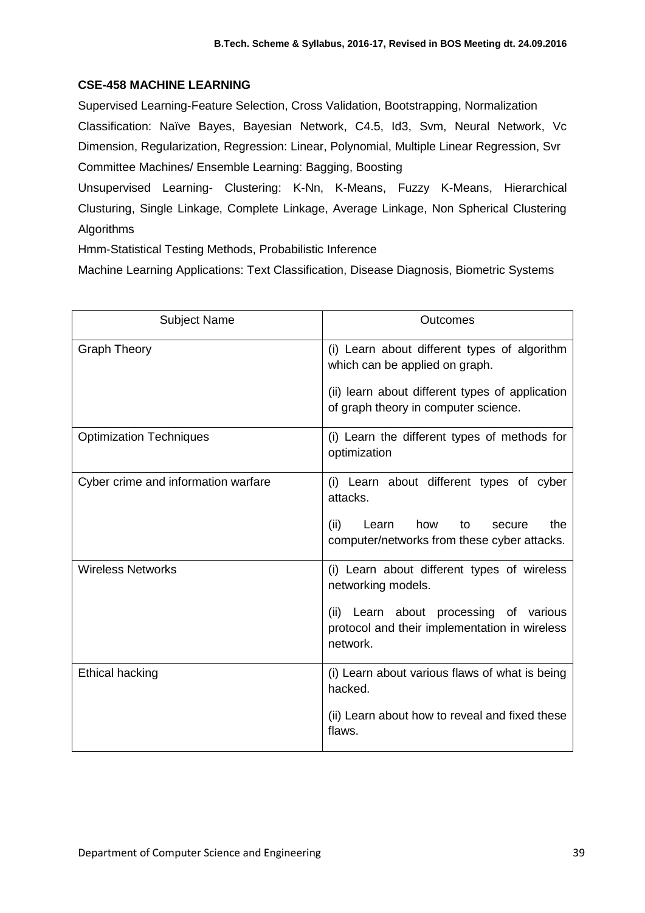### CSE-458 MACHINE LEARNING

Supervised Learning-Feature Selection, Cross Validation, Bootstrapping, Normalization

Classification: Naïve Bayes, Bayesian Network, C4.5, Id3, Svm, Neural Network, Vc Dimension, Regularization, Regression: Linear, Polynomial, Multiple Linear Regression, Svr

Committee Machines/ Ensemble Learning: Bagging, Boosting

Unsupervised Learning- Clustering: K-Nn, K-Means, Fuzzy K-Means, Hierarchical Clusturing, Single Linkage, Complete Linkage, Average Linkage, Non Spherical Clustering Algorithms

Hmm-Statistical Testing Methods, Probabilistic Inference

Machine Learning Applications: Text Classification, Disease Diagnosis, Biometric Systems

| Subject Name | Outcomes |
|---|---|
| Graph Theory | (i) Learn about different types of algorithm which can be applied on graph.<br><br>(ii) learn about different types of application of graph theory in computer science. |
| Optimization Techniques | (i) Learn the different types of methods for optimization |
| Cyber crime and information warfare | (i) Learn about different types of cyber attacks.<br><br>(ii) Learn how to secure the computer/networks from these cyber attacks. |
| Wireless Networks | (i) Learn about different types of wireless networking models.<br><br>(ii) Learn about processing of various protocol and their implementation in wireless network. |
| Ethical hacking | (i) Learn about various flaws of what is being hacked.<br><br>(ii) Learn about how to reveal and fixed these flaws. |